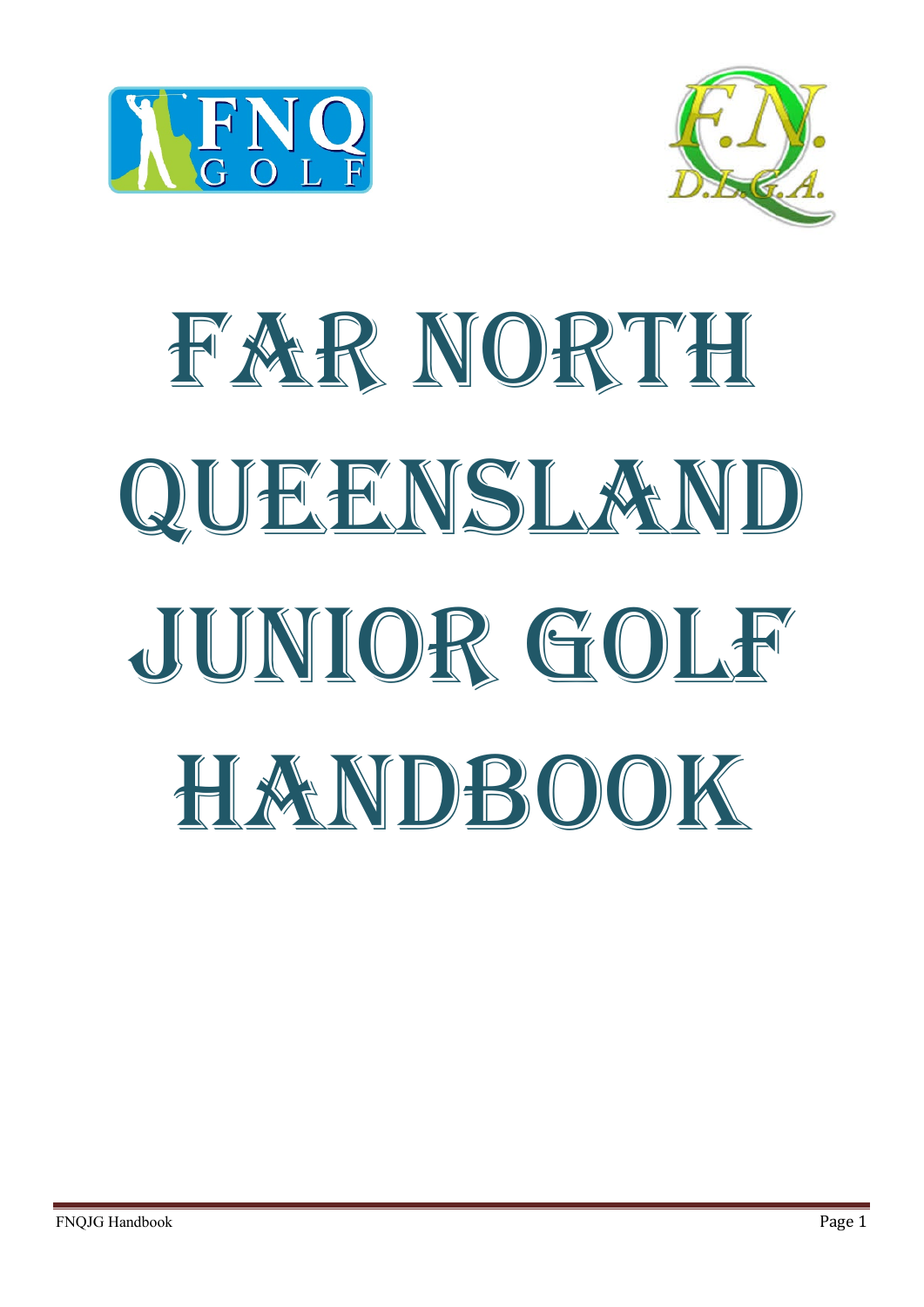# Far North Queensland Junior Golf Handbook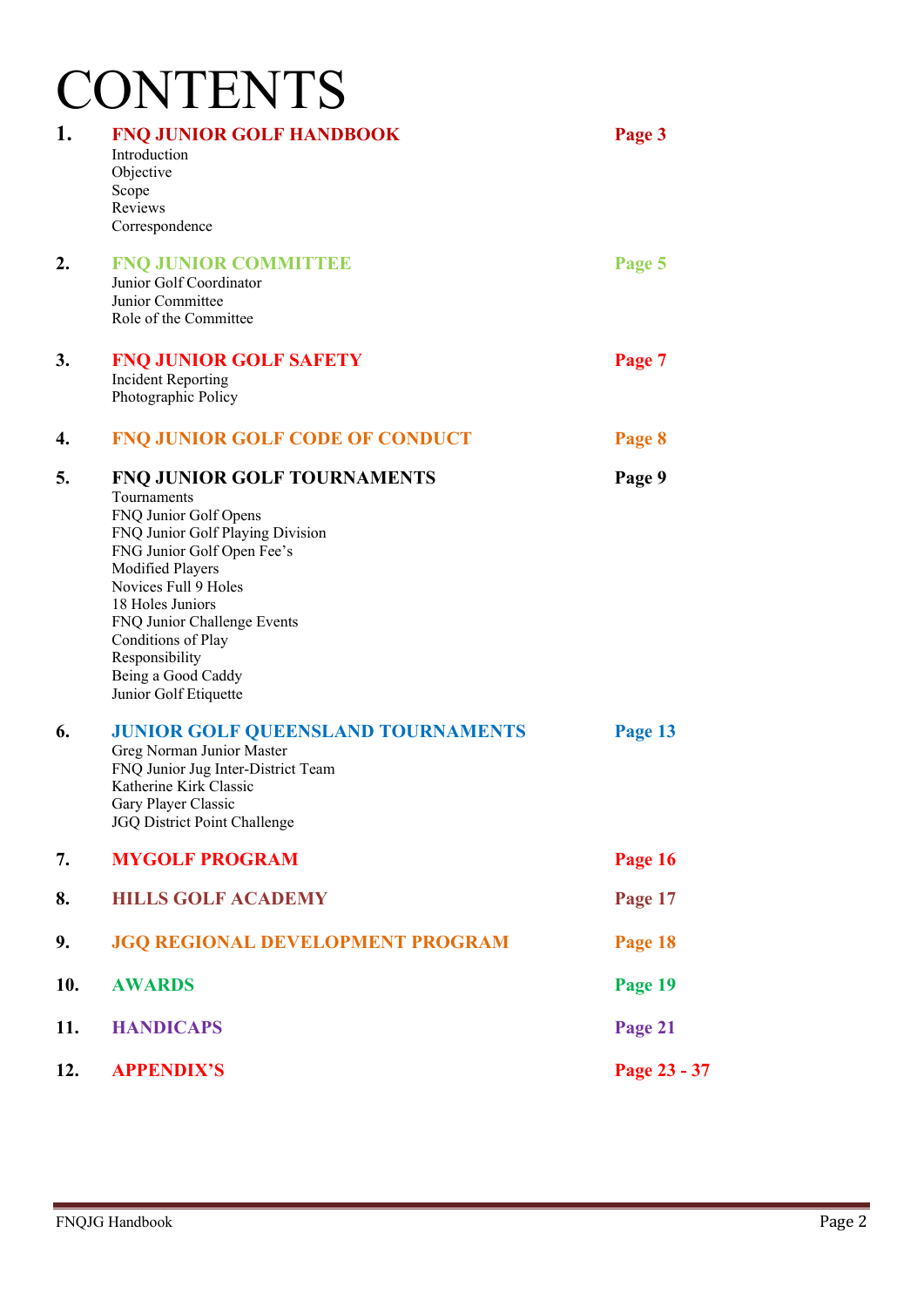# CONTENTS

| | | |
|---|---|---|
| **1.** | **FNQ JUNIOR GOLF HANDBOOK**<br>Introduction<br>Objective<br>Scope<br>Reviews<br>Correspondence | **Page 3** |
| **2.** | **FNQ JUNIOR COMMITTEE**<br>Junior Golf Coordinator<br>Junior Committee<br>Role of the Committee | **Page 5** |
| **3.** | **FNQ JUNIOR GOLF SAFETY**<br>Incident Reporting<br>Photographic Policy | **Page 7** |
| **4.** | **FNQ JUNIOR GOLF CODE OF CONDUCT** | **Page 8** |
| **5.** | **FNQ JUNIOR GOLF TOURNAMENTS**<br>Tournaments<br>FNQ Junior Golf Opens<br>FNQ Junior Golf Playing Division<br>FNG Junior Golf Open Fee's<br>Modified Players<br>Novices Full 9 Holes<br>18 Holes Juniors<br>FNQ Junior Challenge Events<br>Conditions of Play<br>Responsibility<br>Being a Good Caddy<br>Junior Golf Etiquette | **Page 9** |
| **6.** | **JUNIOR GOLF QUEENSLAND TOURNAMENTS**<br>Greg Norman Junior Master<br>FNQ Junior Jug Inter-District Team<br>Katherine Kirk Classic<br>Gary Player Classic<br>JGQ District Point Challenge | **Page 13** |
| **7.** | **MYGOLF PROGRAM** | **Page 16** |
| **8.** | **HILLS GOLF ACADEMY** | **Page 17** |
| **9.** | **JGQ REGIONAL DEVELOPMENT PROGRAM** | **Page 18** |
| **10.** | **AWARDS** | **Page 19** |
| **11.** | **HANDICAPS** | **Page 21** |
| **12.** | **APPENDIX'S** | **Page 23 - 37** |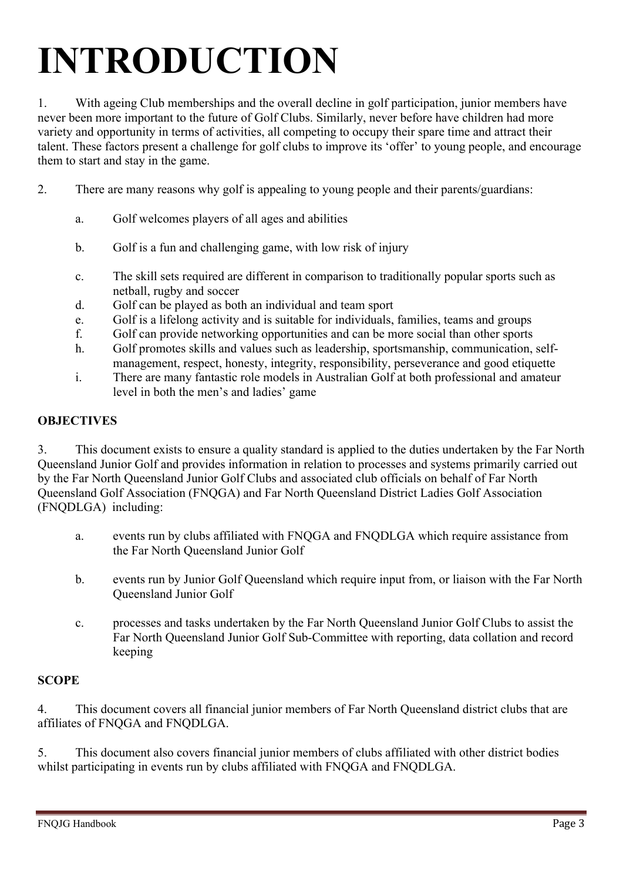# INTRODUCTION

1. With ageing Club memberships and the overall decline in golf participation, junior members have never been more important to the future of Golf Clubs. Similarly, never before have children had more variety and opportunity in terms of activities, all competing to occupy their spare time and attract their talent. These factors present a challenge for golf clubs to improve its 'offer' to young people, and encourage them to start and stay in the game.

2. There are many reasons why golf is appealing to young people and their parents/guardians:

   a. Golf welcomes players of all ages and abilities

   b. Golf is a fun and challenging game, with low risk of injury

   c. The skill sets required are different in comparison to traditionally popular sports such as netball, rugby and soccer

   d. Golf can be played as both an individual and team sport

   e. Golf is a lifelong activity and is suitable for individuals, families, teams and groups

   f. Golf can provide networking opportunities and can be more social than other sports

   h. Golf promotes skills and values such as leadership, sportsmanship, communication, self-management, respect, honesty, integrity, responsibility, perseverance and good etiquette

   i. There are many fantastic role models in Australian Golf at both professional and amateur level in both the men's and ladies' game

**OBJECTIVES**

3. This document exists to ensure a quality standard is applied to the duties undertaken by the Far North Queensland Junior Golf and provides information in relation to processes and systems primarily carried out by the Far North Queensland Junior Golf Clubs and associated club officials on behalf of Far North Queensland Golf Association (FNQGA) and Far North Queensland District Ladies Golf Association (FNQDLGA) including:

   a. events run by clubs affiliated with FNQGA and FNQDLGA which require assistance from the Far North Queensland Junior Golf

   b. events run by Junior Golf Queensland which require input from, or liaison with the Far North Queensland Junior Golf

   c. processes and tasks undertaken by the Far North Queensland Junior Golf Clubs to assist the Far North Queensland Junior Golf Sub-Committee with reporting, data collation and record keeping

**SCOPE**

4. This document covers all financial junior members of Far North Queensland district clubs that are affiliates of FNQGA and FNQDLGA.

5. This document also covers financial junior members of clubs affiliated with other district bodies whilst participating in events run by clubs affiliated with FNQGA and FNQDLGA.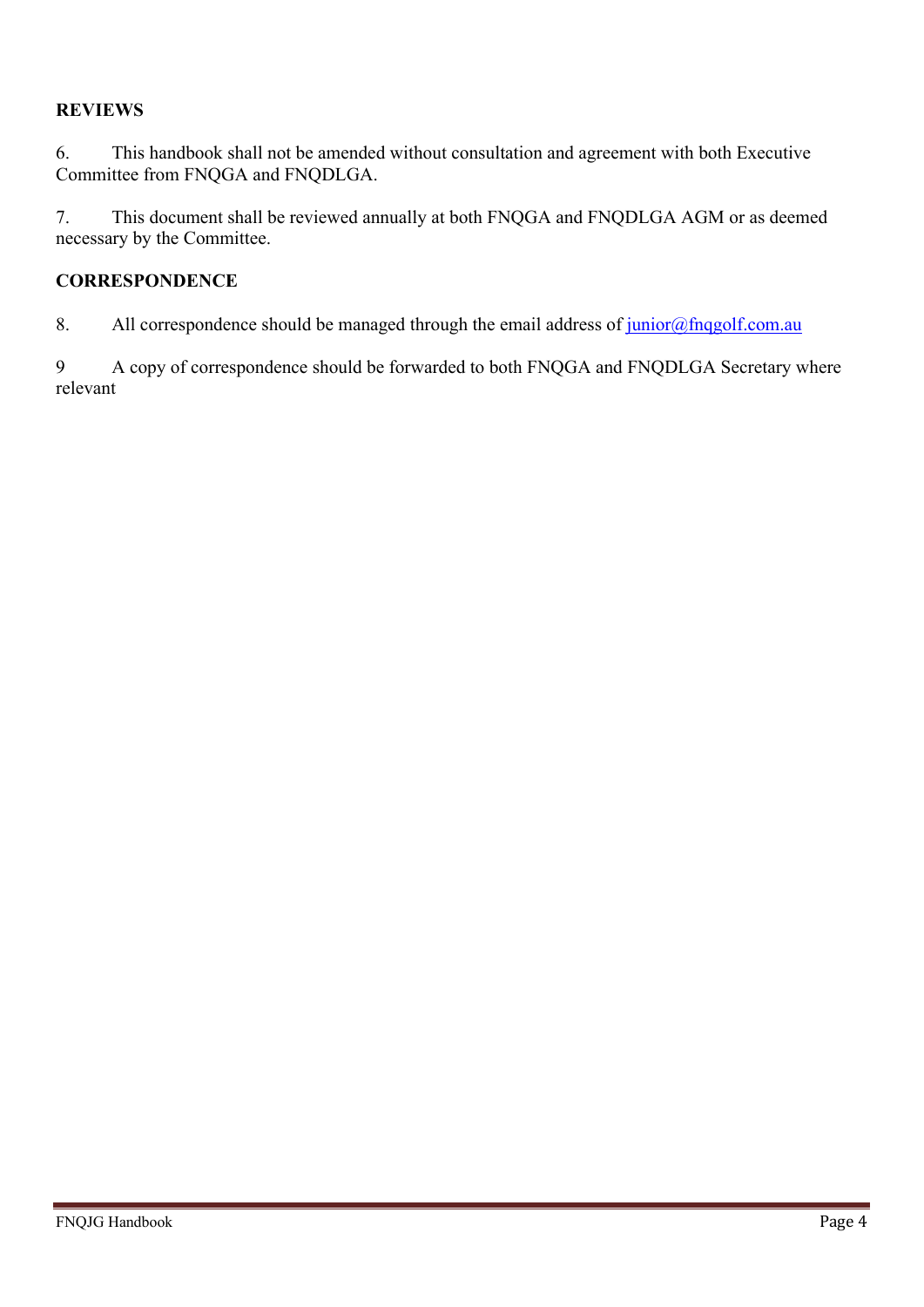## REVIEWS

6. This handbook shall not be amended without consultation and agreement with both Executive Committee from FNQGA and FNQDLGA.

7. This document shall be reviewed annually at both FNQGA and FNQDLGA AGM or as deemed necessary by the Committee.

## CORRESPONDENCE

8. All correspondence should be managed through the email address of junior@fnqgolf.com.au

9 A copy of correspondence should be forwarded to both FNQGA and FNQDLGA Secretary where relevant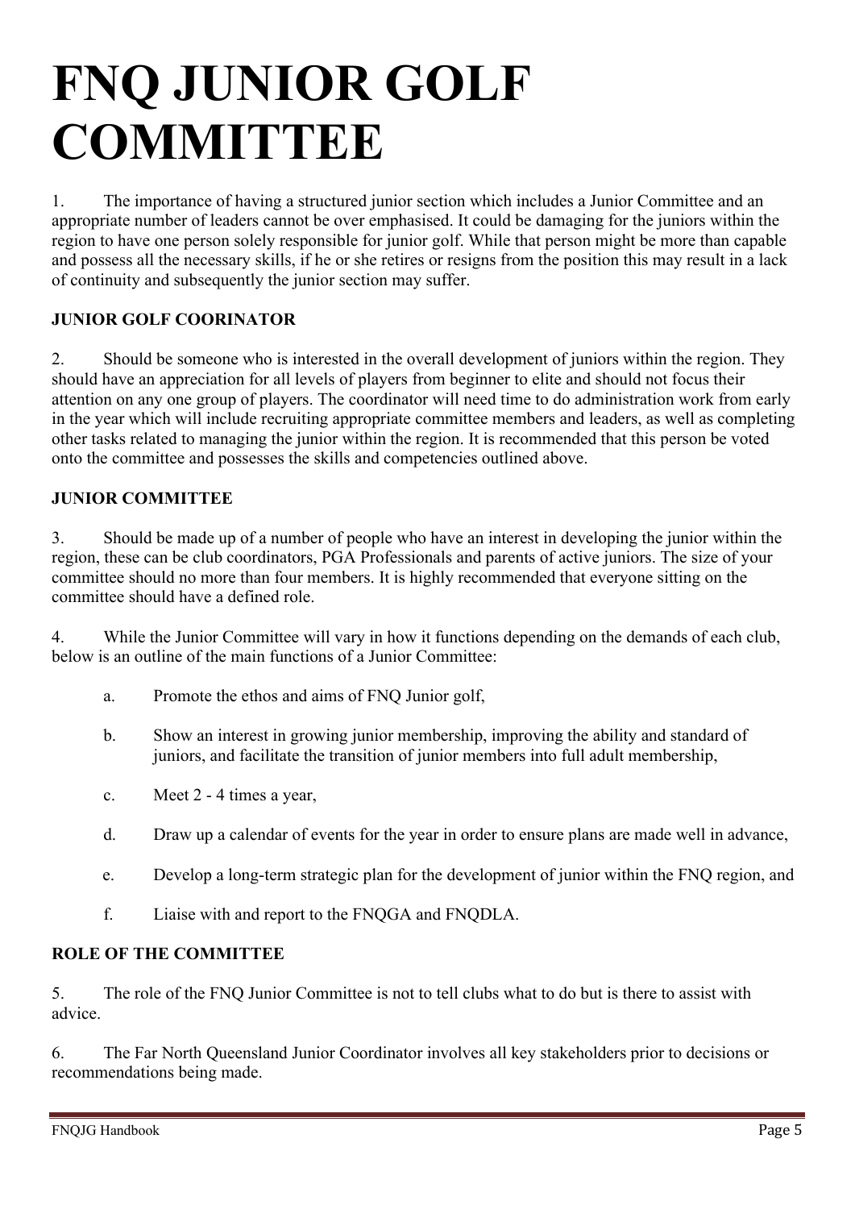# FNQ JUNIOR GOLF COMMITTEE

1. The importance of having a structured junior section which includes a Junior Committee and an appropriate number of leaders cannot be over emphasised. It could be damaging for the juniors within the region to have one person solely responsible for junior golf. While that person might be more than capable and possess all the necessary skills, if he or she retires or resigns from the position this may result in a lack of continuity and subsequently the junior section may suffer.

**JUNIOR GOLF COORINATOR**

2. Should be someone who is interested in the overall development of juniors within the region. They should have an appreciation for all levels of players from beginner to elite and should not focus their attention on any one group of players. The coordinator will need time to do administration work from early in the year which will include recruiting appropriate committee members and leaders, as well as completing other tasks related to managing the junior within the region. It is recommended that this person be voted onto the committee and possesses the skills and competencies outlined above.

**JUNIOR COMMITTEE**

3. Should be made up of a number of people who have an interest in developing the junior within the region, these can be club coordinators, PGA Professionals and parents of active juniors. The size of your committee should no more than four members. It is highly recommended that everyone sitting on the committee should have a defined role.

4. While the Junior Committee will vary in how it functions depending on the demands of each club, below is an outline of the main functions of a Junior Committee:

   a. Promote the ethos and aims of FNQ Junior golf,

   b. Show an interest in growing junior membership, improving the ability and standard of juniors, and facilitate the transition of junior members into full adult membership,

   c. Meet 2 - 4 times a year,

   d. Draw up a calendar of events for the year in order to ensure plans are made well in advance,

   e. Develop a long-term strategic plan for the development of junior within the FNQ region, and

   f. Liaise with and report to the FNQGA and FNQDLA.

**ROLE OF THE COMMITTEE**

5. The role of the FNQ Junior Committee is not to tell clubs what to do but is there to assist with advice.

6. The Far North Queensland Junior Coordinator involves all key stakeholders prior to decisions or recommendations being made.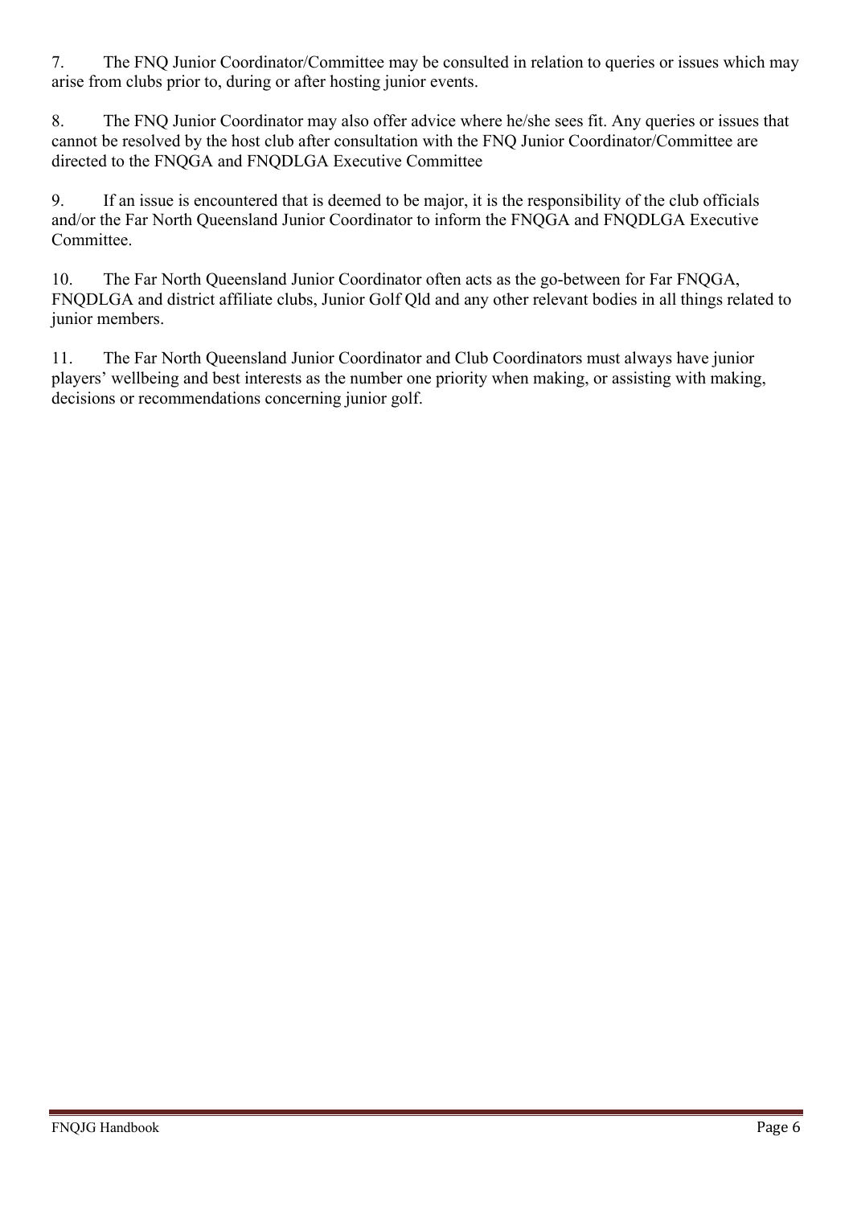7. The FNQ Junior Coordinator/Committee may be consulted in relation to queries or issues which may arise from clubs prior to, during or after hosting junior events.

8. The FNQ Junior Coordinator may also offer advice where he/she sees fit. Any queries or issues that cannot be resolved by the host club after consultation with the FNQ Junior Coordinator/Committee are directed to the FNQGA and FNQDLGA Executive Committee

9. If an issue is encountered that is deemed to be major, it is the responsibility of the club officials and/or the Far North Queensland Junior Coordinator to inform the FNQGA and FNQDLGA Executive Committee.

10. The Far North Queensland Junior Coordinator often acts as the go-between for Far FNQGA, FNQDLGA and district affiliate clubs, Junior Golf Qld and any other relevant bodies in all things related to junior members.

11. The Far North Queensland Junior Coordinator and Club Coordinators must always have junior players' wellbeing and best interests as the number one priority when making, or assisting with making, decisions or recommendations concerning junior golf.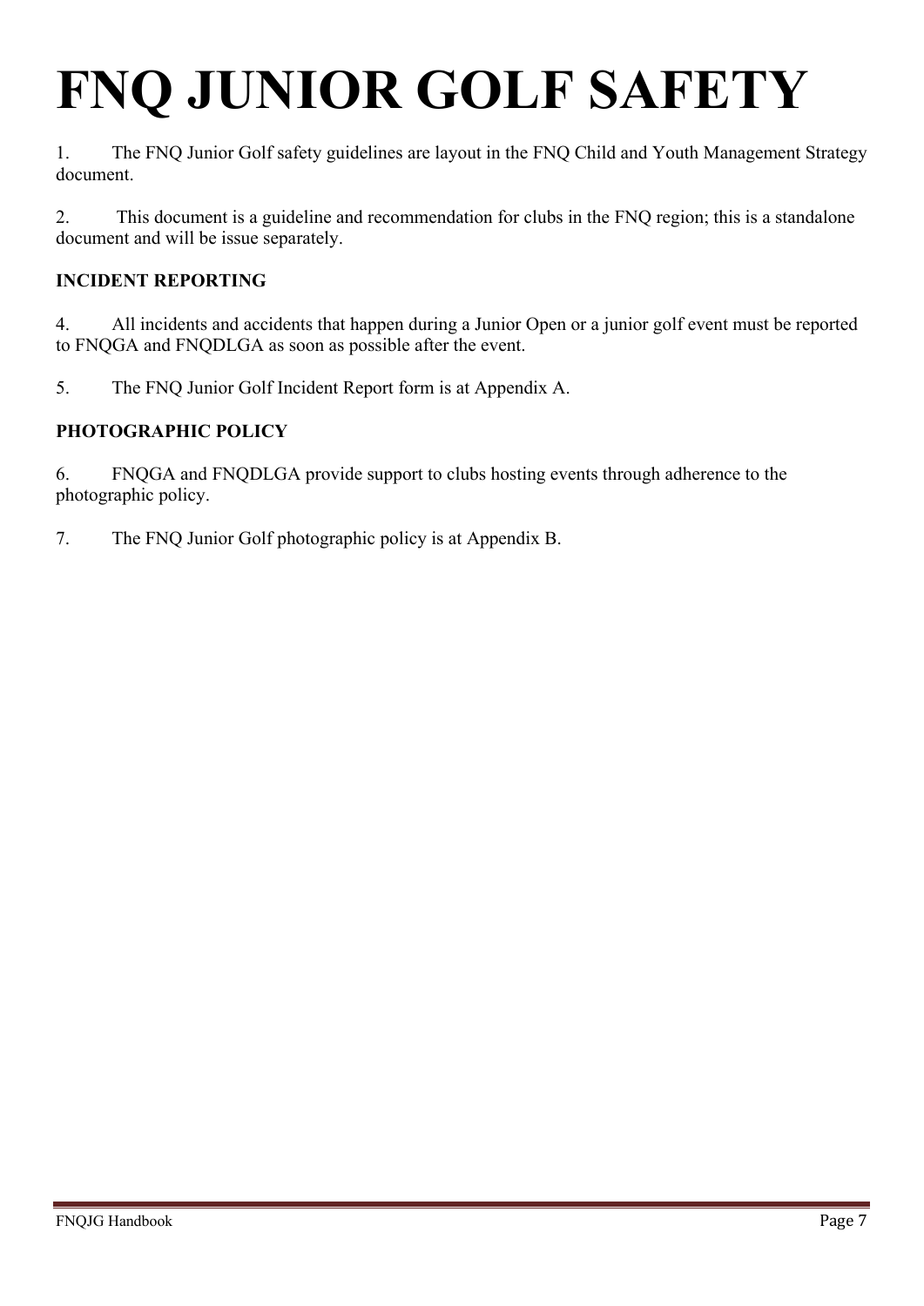# FNQ JUNIOR GOLF SAFETY

1. The FNQ Junior Golf safety guidelines are layout in the FNQ Child and Youth Management Strategy document.

2. This document is a guideline and recommendation for clubs in the FNQ region; this is a standalone document and will be issue separately.

**INCIDENT REPORTING**

4. All incidents and accidents that happen during a Junior Open or a junior golf event must be reported to FNQGA and FNQDLGA as soon as possible after the event.

5. The FNQ Junior Golf Incident Report form is at Appendix A.

**PHOTOGRAPHIC POLICY**

6. FNQGA and FNQDLGA provide support to clubs hosting events through adherence to the photographic policy.

7. The FNQ Junior Golf photographic policy is at Appendix B.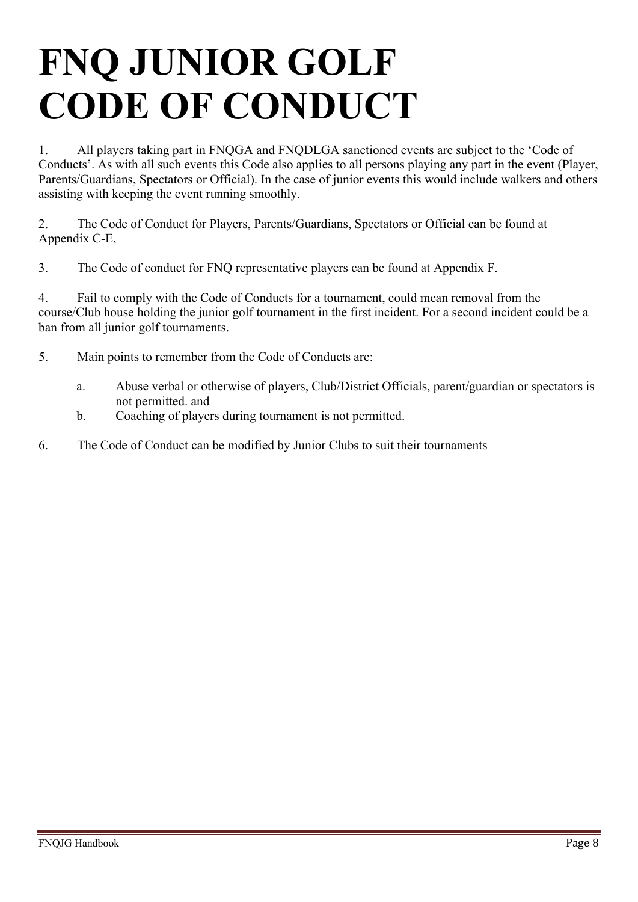# FNQ JUNIOR GOLF CODE OF CONDUCT

1. All players taking part in FNQGA and FNQDLGA sanctioned events are subject to the 'Code of Conducts'. As with all such events this Code also applies to all persons playing any part in the event (Player, Parents/Guardians, Spectators or Official). In the case of junior events this would include walkers and others assisting with keeping the event running smoothly.

2. The Code of Conduct for Players, Parents/Guardians, Spectators or Official can be found at Appendix C-E,

3. The Code of conduct for FNQ representative players can be found at Appendix F.

4. Fail to comply with the Code of Conducts for a tournament, could mean removal from the course/Club house holding the junior golf tournament in the first incident. For a second incident could be a ban from all junior golf tournaments.

5. Main points to remember from the Code of Conducts are:

   a. Abuse verbal or otherwise of players, Club/District Officials, parent/guardian or spectators is not permitted. and
   b. Coaching of players during tournament is not permitted.

6. The Code of Conduct can be modified by Junior Clubs to suit their tournaments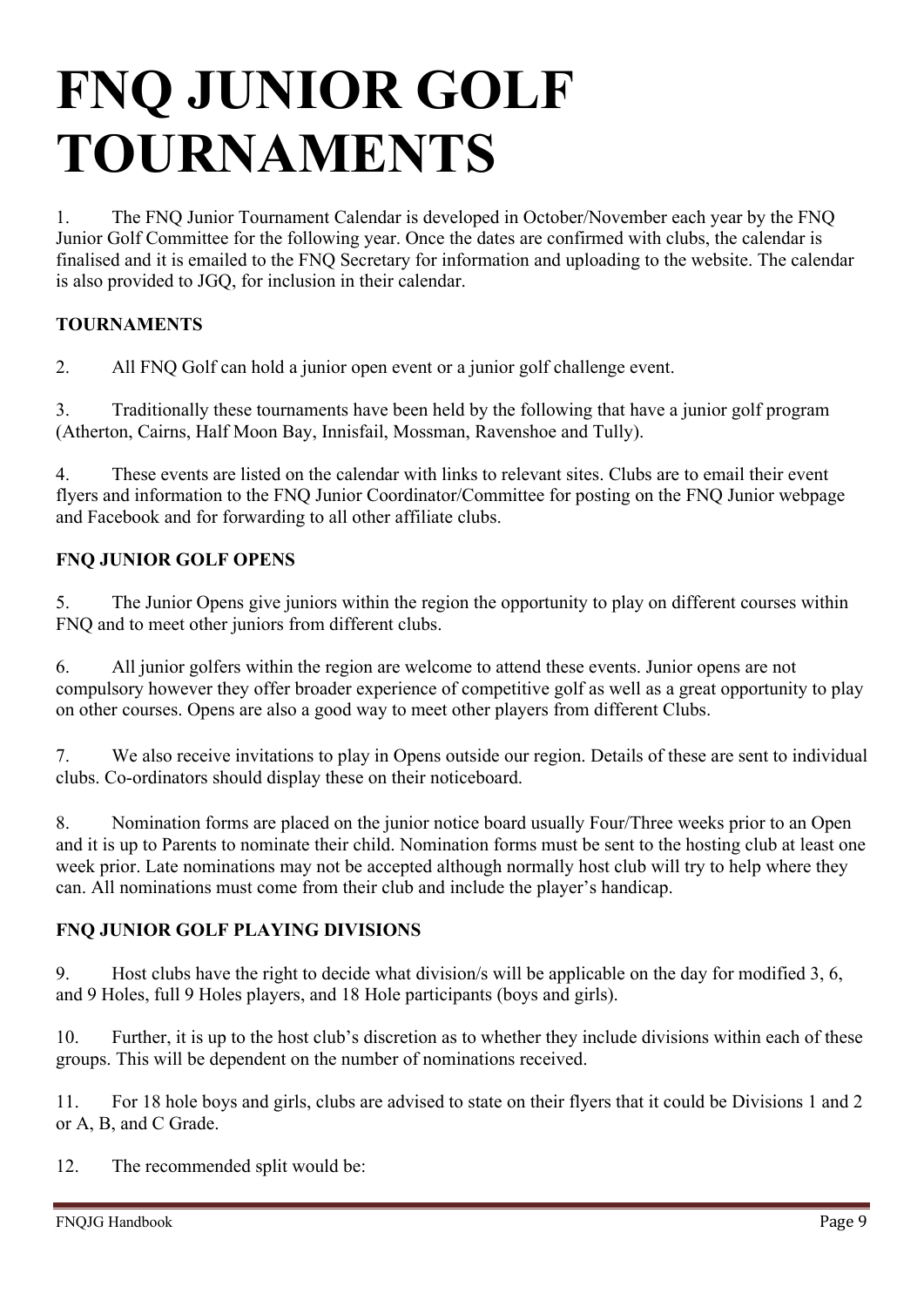# FNQ JUNIOR GOLF TOURNAMENTS

1. The FNQ Junior Tournament Calendar is developed in October/November each year by the FNQ Junior Golf Committee for the following year. Once the dates are confirmed with clubs, the calendar is finalised and it is emailed to the FNQ Secretary for information and uploading to the website. The calendar is also provided to JGQ, for inclusion in their calendar.

**TOURNAMENTS**

2. All FNQ Golf can hold a junior open event or a junior golf challenge event.

3. Traditionally these tournaments have been held by the following that have a junior golf program (Atherton, Cairns, Half Moon Bay, Innisfail, Mossman, Ravenshoe and Tully).

4. These events are listed on the calendar with links to relevant sites. Clubs are to email their event flyers and information to the FNQ Junior Coordinator/Committee for posting on the FNQ Junior webpage and Facebook and for forwarding to all other affiliate clubs.

**FNQ JUNIOR GOLF OPENS**

5. The Junior Opens give juniors within the region the opportunity to play on different courses within FNQ and to meet other juniors from different clubs.

6. All junior golfers within the region are welcome to attend these events. Junior opens are not compulsory however they offer broader experience of competitive golf as well as a great opportunity to play on other courses. Opens are also a good way to meet other players from different Clubs.

7. We also receive invitations to play in Opens outside our region. Details of these are sent to individual clubs. Co-ordinators should display these on their noticeboard.

8. Nomination forms are placed on the junior notice board usually Four/Three weeks prior to an Open and it is up to Parents to nominate their child. Nomination forms must be sent to the hosting club at least one week prior. Late nominations may not be accepted although normally host club will try to help where they can. All nominations must come from their club and include the player's handicap.

**FNQ JUNIOR GOLF PLAYING DIVISIONS**

9. Host clubs have the right to decide what division/s will be applicable on the day for modified 3, 6, and 9 Holes, full 9 Holes players, and 18 Hole participants (boys and girls).

10. Further, it is up to the host club's discretion as to whether they include divisions within each of these groups. This will be dependent on the number of nominations received.

11. For 18 hole boys and girls, clubs are advised to state on their flyers that it could be Divisions 1 and 2 or A, B, and C Grade.

12. The recommended split would be: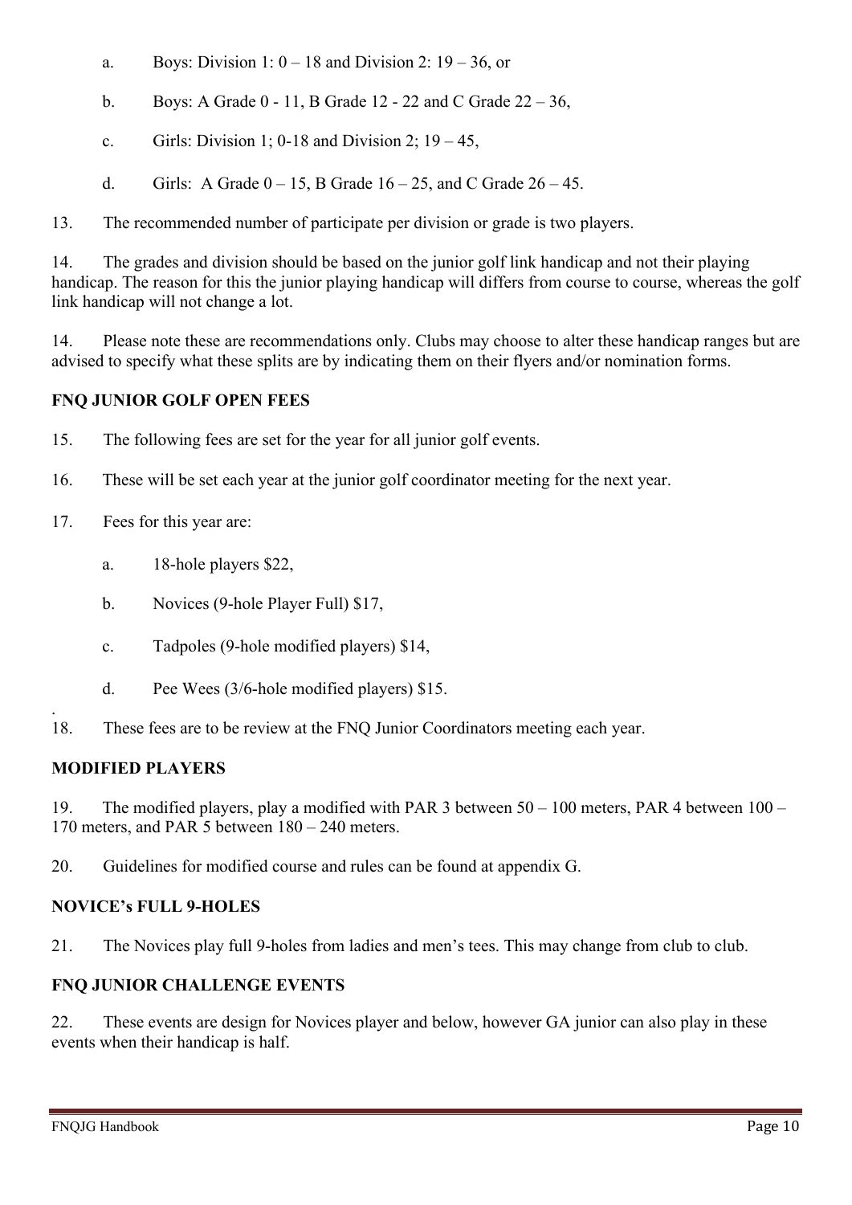a. Boys: Division 1: 0 – 18 and Division 2: 19 – 36, or

b. Boys: A Grade 0 - 11, B Grade 12 - 22 and C Grade 22 – 36,

c. Girls: Division 1; 0-18 and Division 2; 19 – 45,

d. Girls: A Grade 0 – 15, B Grade 16 – 25, and C Grade 26 – 45.

13. The recommended number of participate per division or grade is two players.

14. The grades and division should be based on the junior golf link handicap and not their playing handicap. The reason for this the junior playing handicap will differs from course to course, whereas the golf link handicap will not change a lot.

14. Please note these are recommendations only. Clubs may choose to alter these handicap ranges but are advised to specify what these splits are by indicating them on their flyers and/or nomination forms.

**FNQ JUNIOR GOLF OPEN FEES**

15. The following fees are set for the year for all junior golf events.

16. These will be set each year at the junior golf coordinator meeting for the next year.

17. Fees for this year are:

a. 18-hole players $22,

b. Novices (9-hole Player Full) $17,

c. Tadpoles (9-hole modified players) $14,

d. Pee Wees (3/6-hole modified players) $15.

18. These fees are to be review at the FNQ Junior Coordinators meeting each year.

**MODIFIED PLAYERS**

19. The modified players, play a modified with PAR 3 between 50 – 100 meters, PAR 4 between 100 – 170 meters, and PAR 5 between 180 – 240 meters.

20. Guidelines for modified course and rules can be found at appendix G.

**NOVICE's FULL 9-HOLES**

21. The Novices play full 9-holes from ladies and men's tees. This may change from club to club.

**FNQ JUNIOR CHALLENGE EVENTS**

22. These events are design for Novices player and below, however GA junior can also play in these events when their handicap is half.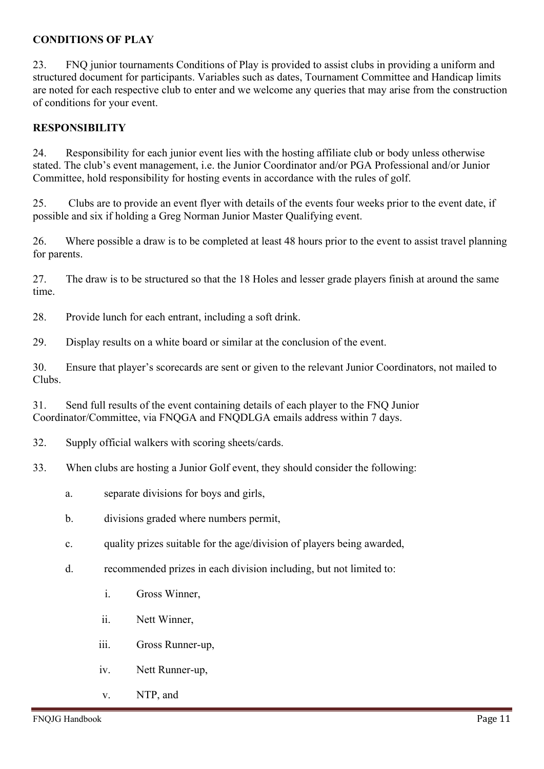## CONDITIONS OF PLAY

23. FNQ junior tournaments Conditions of Play is provided to assist clubs in providing a uniform and structured document for participants. Variables such as dates, Tournament Committee and Handicap limits are noted for each respective club to enter and we welcome any queries that may arise from the construction of conditions for your event.

## RESPONSIBILITY

24. Responsibility for each junior event lies with the hosting affiliate club or body unless otherwise stated. The club's event management, i.e. the Junior Coordinator and/or PGA Professional and/or Junior Committee, hold responsibility for hosting events in accordance with the rules of golf.

25. Clubs are to provide an event flyer with details of the events four weeks prior to the event date, if possible and six if holding a Greg Norman Junior Master Qualifying event.

26. Where possible a draw is to be completed at least 48 hours prior to the event to assist travel planning for parents.

27. The draw is to be structured so that the 18 Holes and lesser grade players finish at around the same time.

28. Provide lunch for each entrant, including a soft drink.

29. Display results on a white board or similar at the conclusion of the event.

30. Ensure that player's scorecards are sent or given to the relevant Junior Coordinators, not mailed to Clubs.

31. Send full results of the event containing details of each player to the FNQ Junior Coordinator/Committee, via FNQGA and FNQDLGA emails address within 7 days.

32. Supply official walkers with scoring sheets/cards.

33. When clubs are hosting a Junior Golf event, they should consider the following:

    a. separate divisions for boys and girls,

    b. divisions graded where numbers permit,

    c. quality prizes suitable for the age/division of players being awarded,

    d. recommended prizes in each division including, but not limited to:

        i. Gross Winner,

        ii. Nett Winner,

        iii. Gross Runner-up,

        iv. Nett Runner-up,

        v. NTP, and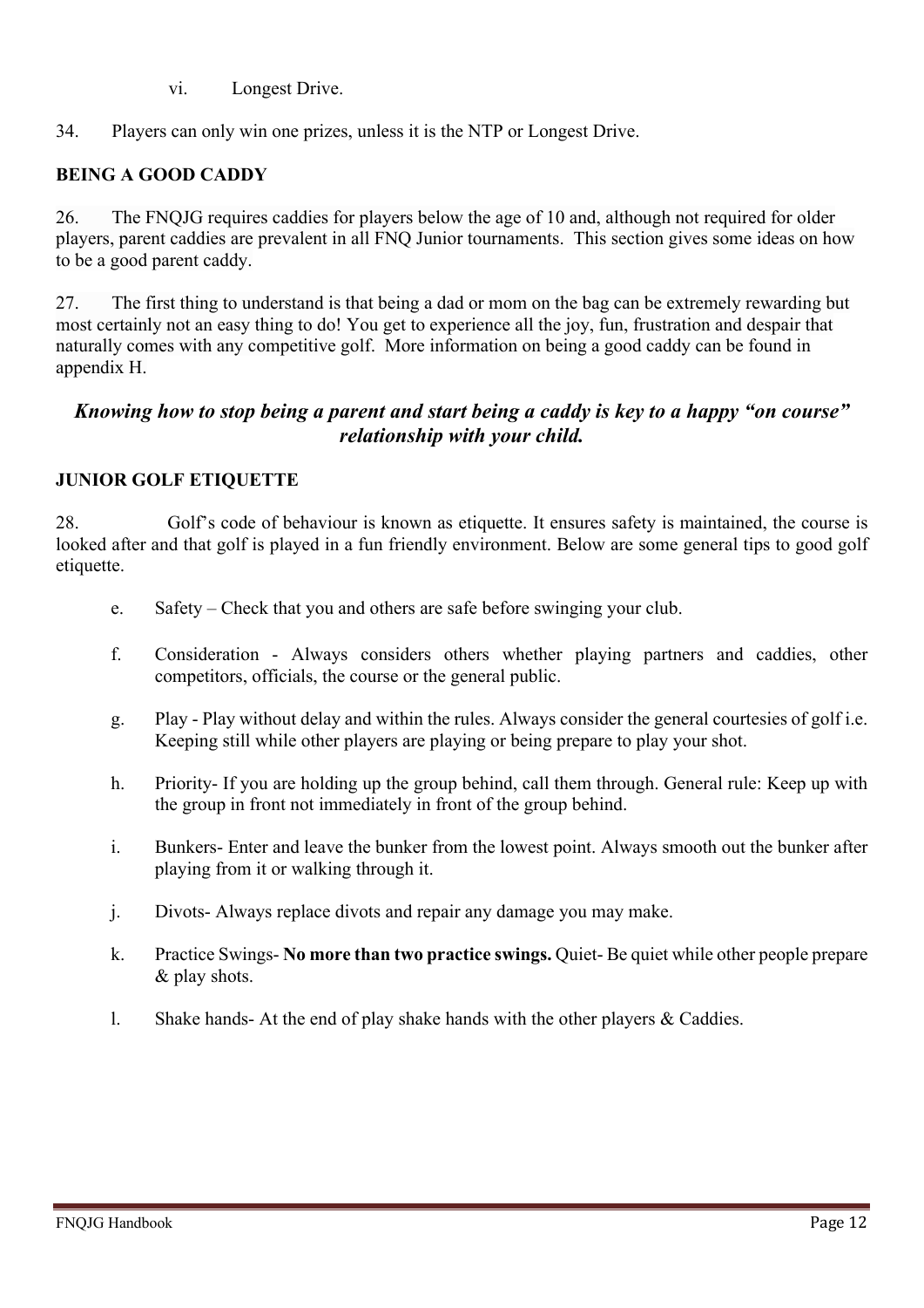vi. Longest Drive.

34. Players can only win one prizes, unless it is the NTP or Longest Drive.

**BEING A GOOD CADDY**

26. The FNQJG requires caddies for players below the age of 10 and, although not required for older players, parent caddies are prevalent in all FNQ Junior tournaments. This section gives some ideas on how to be a good parent caddy.

27. The first thing to understand is that being a dad or mom on the bag can be extremely rewarding but most certainly not an easy thing to do! You get to experience all the joy, fun, frustration and despair that naturally comes with any competitive golf. More information on being a good caddy can be found in appendix H.

***Knowing how to stop being a parent and start being a caddy is key to a happy "on course" relationship with your child.***

**JUNIOR GOLF ETIQUETTE**

28. Golf's code of behaviour is known as etiquette. It ensures safety is maintained, the course is looked after and that golf is played in a fun friendly environment. Below are some general tips to good golf etiquette.

e. Safety – Check that you and others are safe before swinging your club.

f. Consideration - Always considers others whether playing partners and caddies, other competitors, officials, the course or the general public.

g. Play - Play without delay and within the rules. Always consider the general courtesies of golf i.e. Keeping still while other players are playing or being prepare to play your shot.

h. Priority- If you are holding up the group behind, call them through. General rule: Keep up with the group in front not immediately in front of the group behind.

i. Bunkers- Enter and leave the bunker from the lowest point. Always smooth out the bunker after playing from it or walking through it.

j. Divots- Always replace divots and repair any damage you may make.

k. Practice Swings- **No more than two practice swings.** Quiet- Be quiet while other people prepare & play shots.

l. Shake hands- At the end of play shake hands with the other players & Caddies.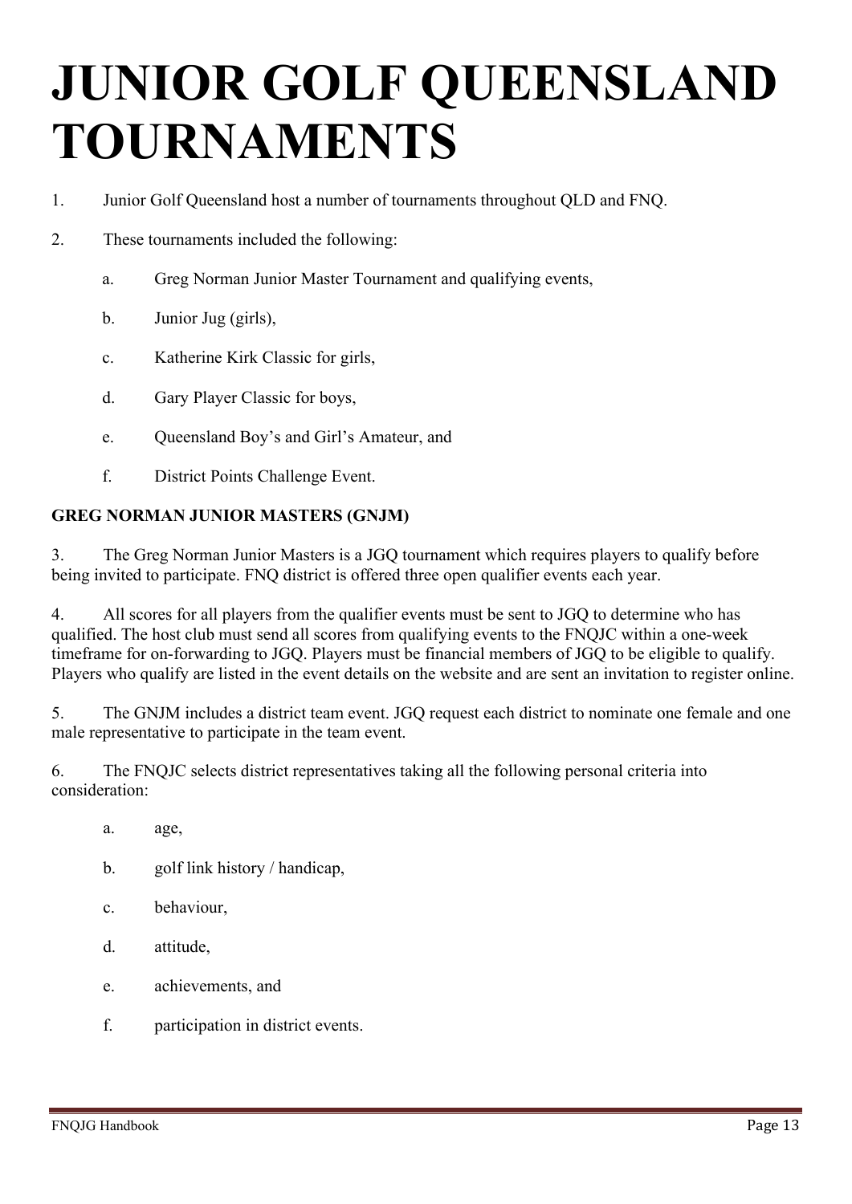# JUNIOR GOLF QUEENSLAND TOURNAMENTS

1. Junior Golf Queensland host a number of tournaments throughout QLD and FNQ.

2. These tournaments included the following:

   a. Greg Norman Junior Master Tournament and qualifying events,

   b. Junior Jug (girls),

   c. Katherine Kirk Classic for girls,

   d. Gary Player Classic for boys,

   e. Queensland Boy's and Girl's Amateur, and

   f. District Points Challenge Event.

**GREG NORMAN JUNIOR MASTERS (GNJM)**

3. The Greg Norman Junior Masters is a JGQ tournament which requires players to qualify before being invited to participate. FNQ district is offered three open qualifier events each year.

4. All scores for all players from the qualifier events must be sent to JGQ to determine who has qualified. The host club must send all scores from qualifying events to the FNQJC within a one-week timeframe for on-forwarding to JGQ. Players must be financial members of JGQ to be eligible to qualify. Players who qualify are listed in the event details on the website and are sent an invitation to register online.

5. The GNJM includes a district team event. JGQ request each district to nominate one female and one male representative to participate in the team event.

6. The FNQJC selects district representatives taking all the following personal criteria into consideration:

   a. age,

   b. golf link history / handicap,

   c. behaviour,

   d. attitude,

   e. achievements, and

   f. participation in district events.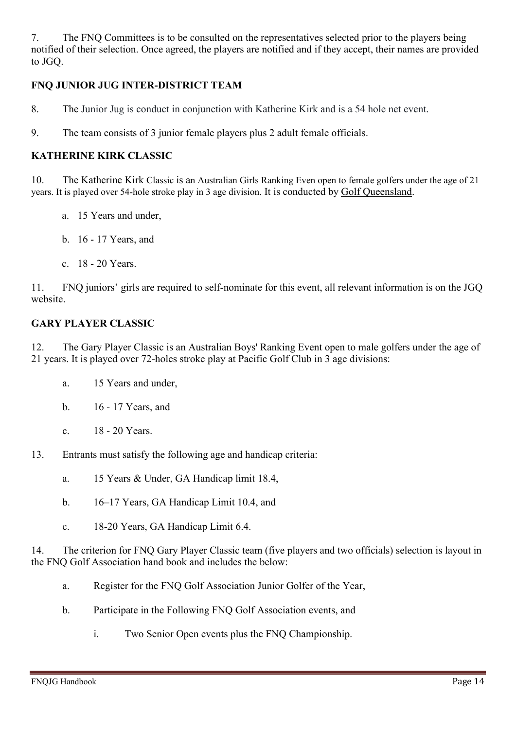7. The FNQ Committees is to be consulted on the representatives selected prior to the players being notified of their selection. Once agreed, the players are notified and if they accept, their names are provided to JGQ.

**FNQ JUNIOR JUG INTER-DISTRICT TEAM**

8. The Junior Jug is conduct in conjunction with Katherine Kirk and is a 54 hole net event.

9. The team consists of 3 junior female players plus 2 adult female officials.

**KATHERINE KIRK CLASSIC**

10. The Katherine Kirk Classic is an Australian Girls Ranking Even open to female golfers under the age of 21 years. It is played over 54-hole stroke play in 3 age division. It is conducted by Golf Queensland.

a. 15 Years and under,

b. 16 - 17 Years, and

c. 18 - 20 Years.

11. FNQ juniors' girls are required to self-nominate for this event, all relevant information is on the JGQ website.

**GARY PLAYER CLASSIC**

12. The Gary Player Classic is an Australian Boys' Ranking Event open to male golfers under the age of 21 years. It is played over 72-holes stroke play at Pacific Golf Club in 3 age divisions:

a. 15 Years and under,

b. 16 - 17 Years, and

c. 18 - 20 Years.

13. Entrants must satisfy the following age and handicap criteria:

a. 15 Years & Under, GA Handicap limit 18.4,

b. 16–17 Years, GA Handicap Limit 10.4, and

c. 18-20 Years, GA Handicap Limit 6.4.

14. The criterion for FNQ Gary Player Classic team (five players and two officials) selection is layout in the FNQ Golf Association hand book and includes the below:

a. Register for the FNQ Golf Association Junior Golfer of the Year,

b. Participate in the Following FNQ Golf Association events, and

i. Two Senior Open events plus the FNQ Championship.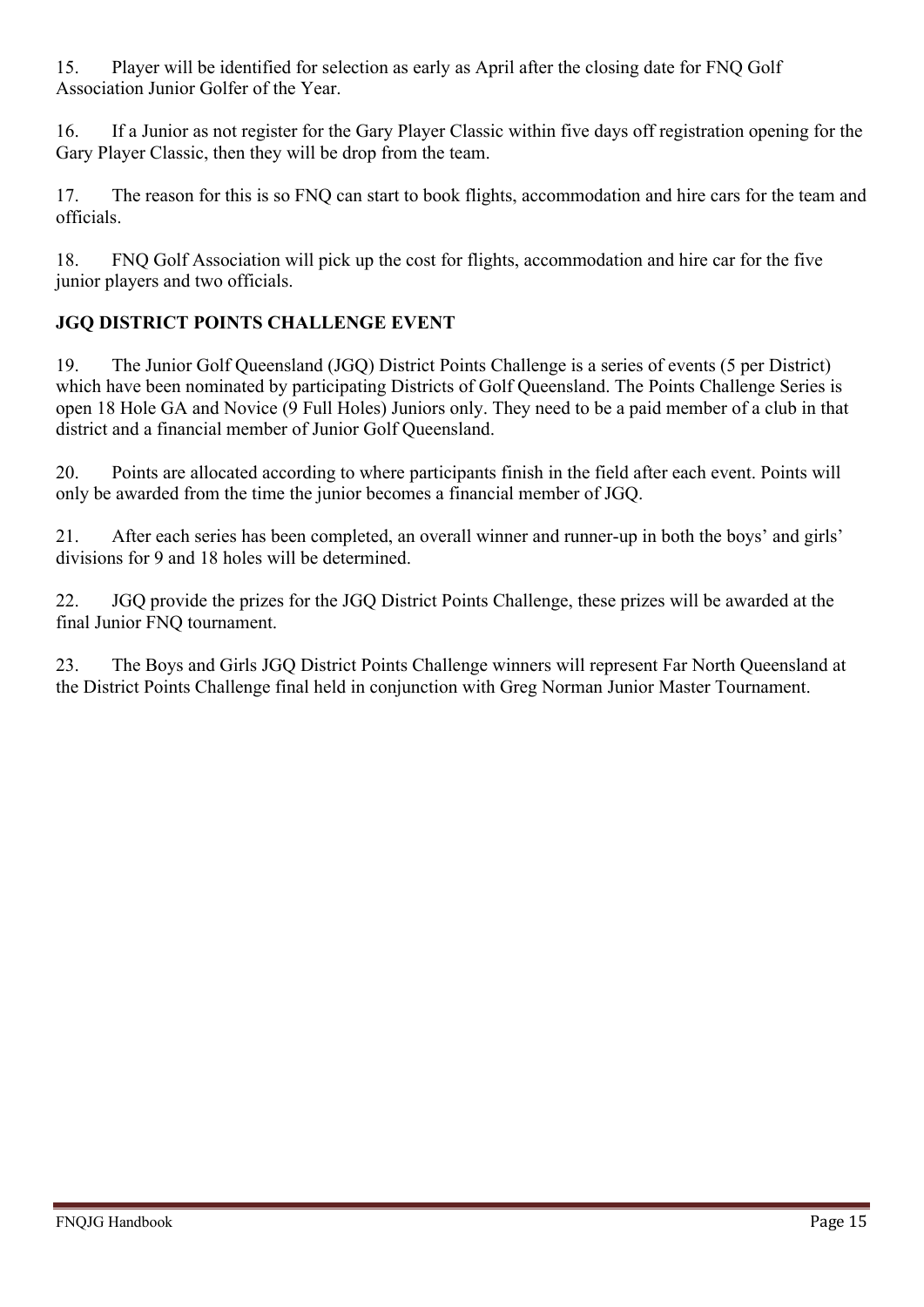15. Player will be identified for selection as early as April after the closing date for FNQ Golf Association Junior Golfer of the Year.

16. If a Junior as not register for the Gary Player Classic within five days off registration opening for the Gary Player Classic, then they will be drop from the team.

17. The reason for this is so FNQ can start to book flights, accommodation and hire cars for the team and officials.

18. FNQ Golf Association will pick up the cost for flights, accommodation and hire car for the five junior players and two officials.

## JGQ DISTRICT POINTS CHALLENGE EVENT

19. The Junior Golf Queensland (JGQ) District Points Challenge is a series of events (5 per District) which have been nominated by participating Districts of Golf Queensland. The Points Challenge Series is open 18 Hole GA and Novice (9 Full Holes) Juniors only. They need to be a paid member of a club in that district and a financial member of Junior Golf Queensland.

20. Points are allocated according to where participants finish in the field after each event. Points will only be awarded from the time the junior becomes a financial member of JGQ.

21. After each series has been completed, an overall winner and runner-up in both the boys' and girls' divisions for 9 and 18 holes will be determined.

22. JGQ provide the prizes for the JGQ District Points Challenge, these prizes will be awarded at the final Junior FNQ tournament.

23. The Boys and Girls JGQ District Points Challenge winners will represent Far North Queensland at the District Points Challenge final held in conjunction with Greg Norman Junior Master Tournament.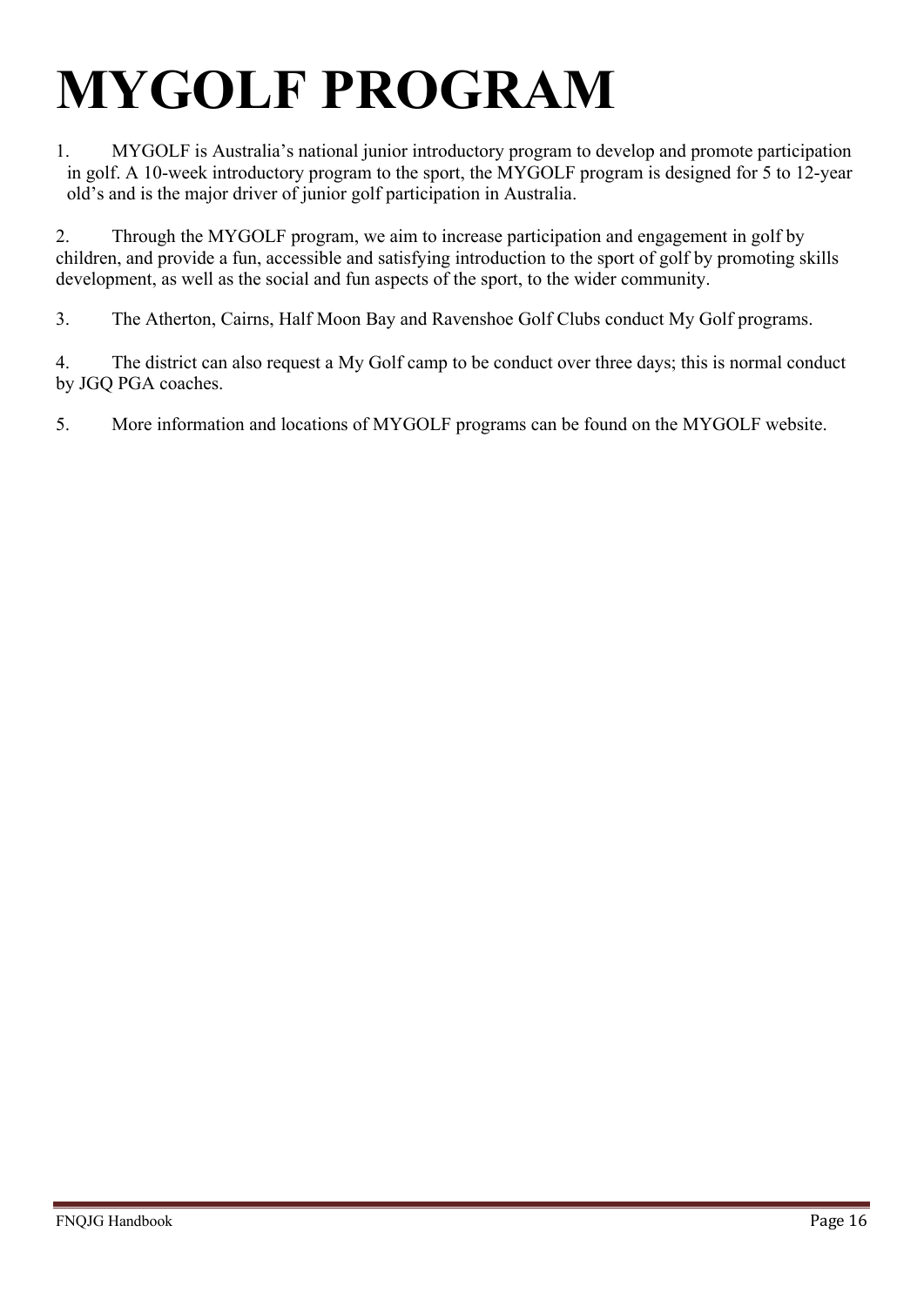# MYGOLF PROGRAM

1. MYGOLF is Australia's national junior introductory program to develop and promote participation in golf. A 10-week introductory program to the sport, the MYGOLF program is designed for 5 to 12-year old's and is the major driver of junior golf participation in Australia.

2. Through the MYGOLF program, we aim to increase participation and engagement in golf by children, and provide a fun, accessible and satisfying introduction to the sport of golf by promoting skills development, as well as the social and fun aspects of the sport, to the wider community.

3. The Atherton, Cairns, Half Moon Bay and Ravenshoe Golf Clubs conduct My Golf programs.

4. The district can also request a My Golf camp to be conduct over three days; this is normal conduct by JGQ PGA coaches.

5. More information and locations of MYGOLF programs can be found on the MYGOLF website.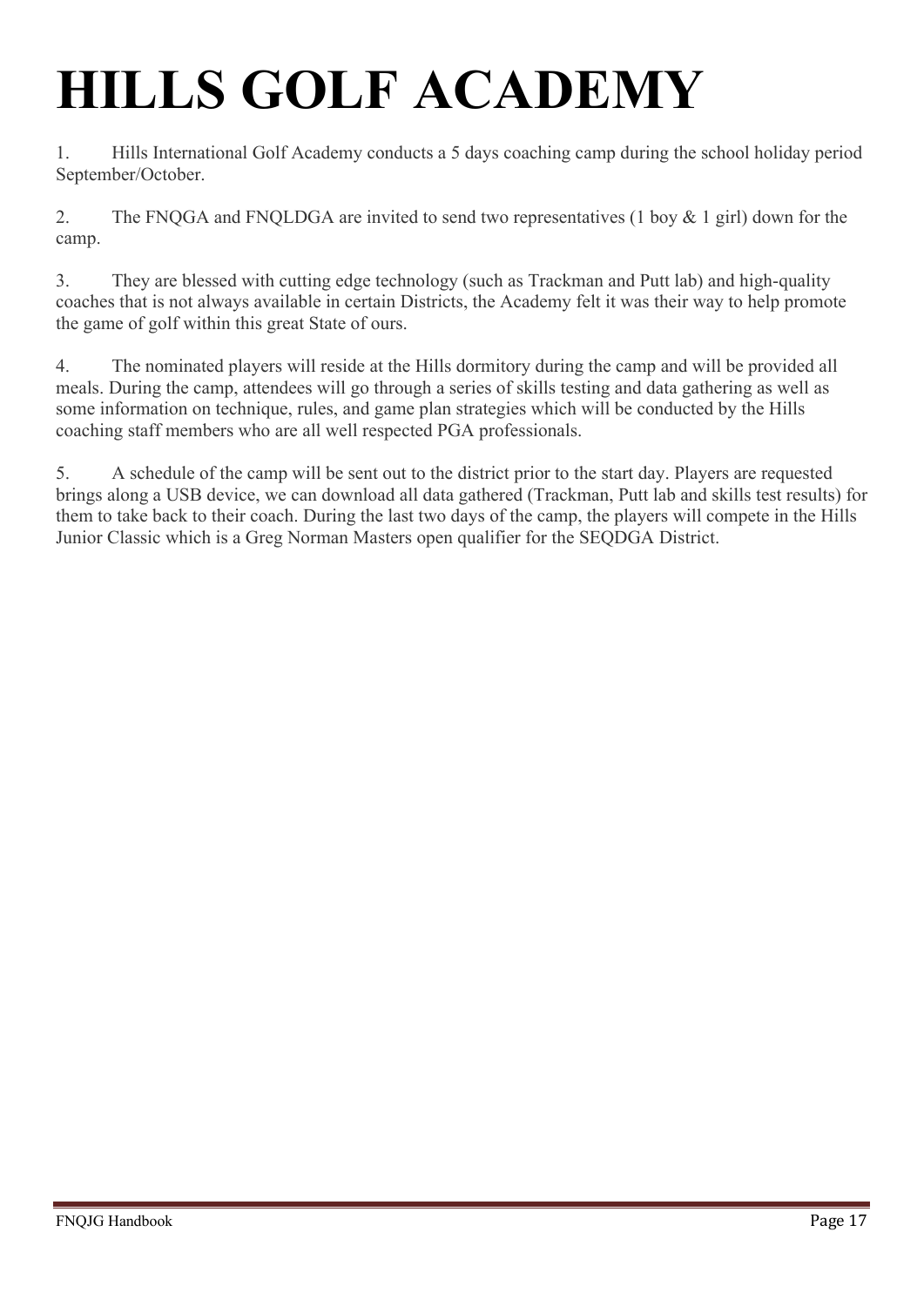# HILLS GOLF ACADEMY

1. Hills International Golf Academy conducts a 5 days coaching camp during the school holiday period September/October.

2. The FNQGA and FNQLDGA are invited to send two representatives (1 boy & 1 girl) down for the camp.

3. They are blessed with cutting edge technology (such as Trackman and Putt lab) and high-quality coaches that is not always available in certain Districts, the Academy felt it was their way to help promote the game of golf within this great State of ours.

4. The nominated players will reside at the Hills dormitory during the camp and will be provided all meals. During the camp, attendees will go through a series of skills testing and data gathering as well as some information on technique, rules, and game plan strategies which will be conducted by the Hills coaching staff members who are all well respected PGA professionals.

5. A schedule of the camp will be sent out to the district prior to the start day. Players are requested brings along a USB device, we can download all data gathered (Trackman, Putt lab and skills test results) for them to take back to their coach. During the last two days of the camp, the players will compete in the Hills Junior Classic which is a Greg Norman Masters open qualifier for the SEQDGA District.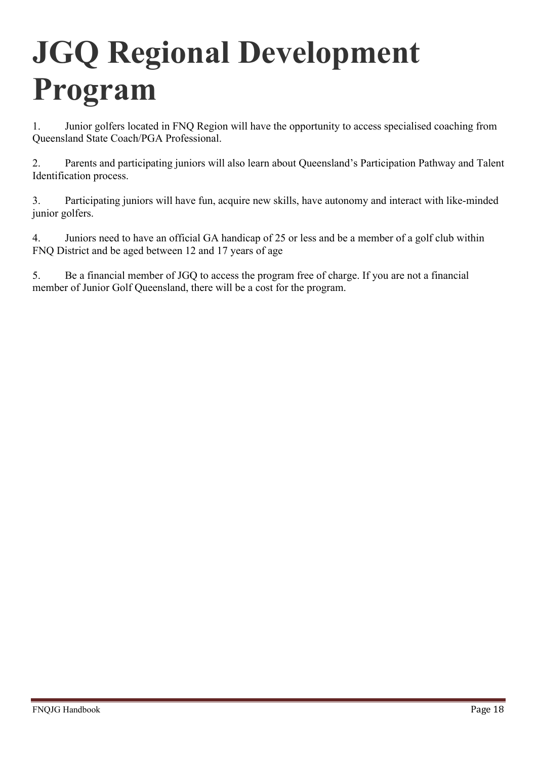# JGQ Regional Development Program

1. Junior golfers located in FNQ Region will have the opportunity to access specialised coaching from Queensland State Coach/PGA Professional.

2. Parents and participating juniors will also learn about Queensland's Participation Pathway and Talent Identification process.

3. Participating juniors will have fun, acquire new skills, have autonomy and interact with like-minded junior golfers.

4. Juniors need to have an official GA handicap of 25 or less and be a member of a golf club within FNQ District and be aged between 12 and 17 years of age

5. Be a financial member of JGQ to access the program free of charge. If you are not a financial member of Junior Golf Queensland, there will be a cost for the program.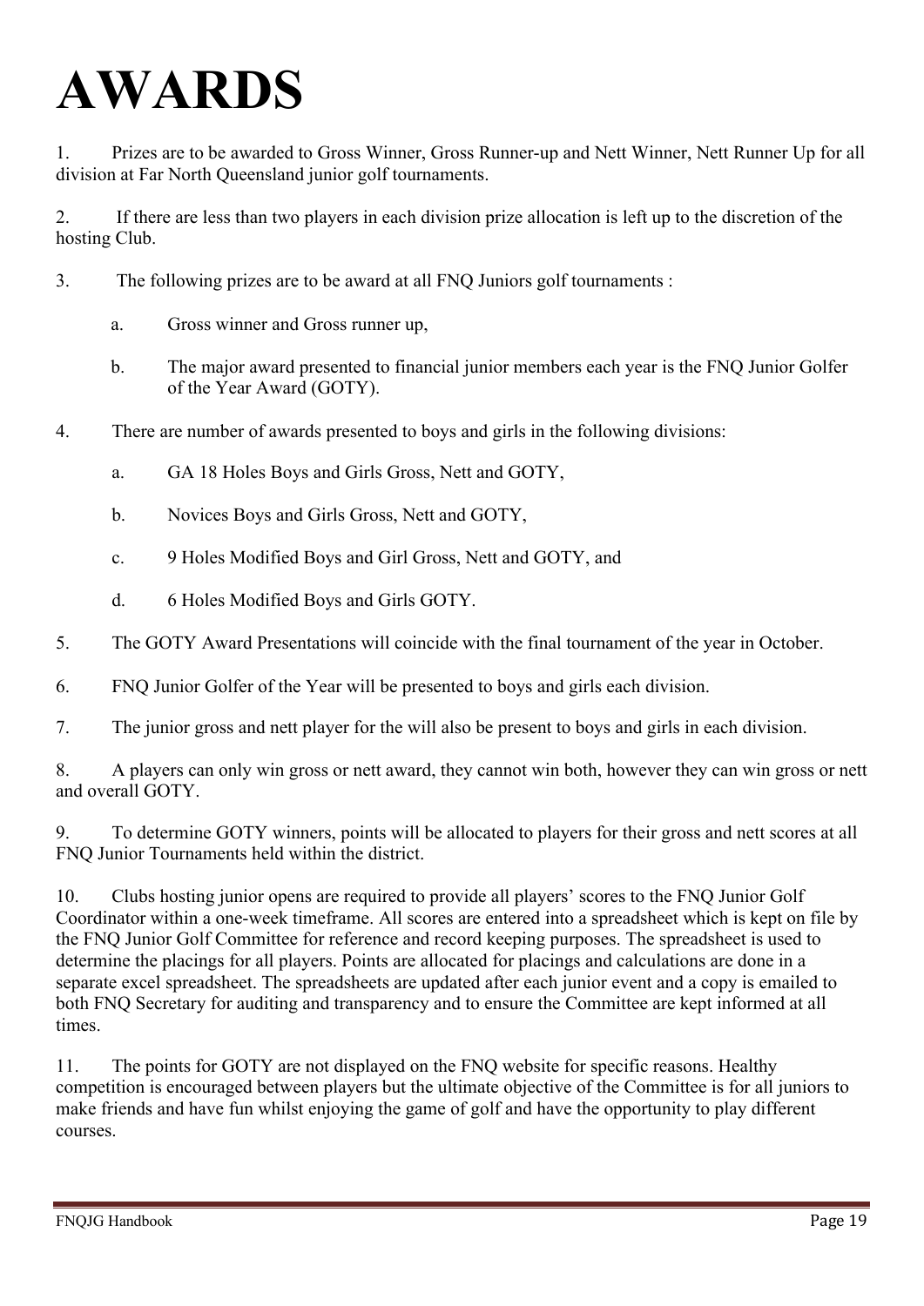# AWARDS

1. Prizes are to be awarded to Gross Winner, Gross Runner-up and Nett Winner, Nett Runner Up for all division at Far North Queensland junior golf tournaments.

2. If there are less than two players in each division prize allocation is left up to the discretion of the hosting Club.

3. The following prizes are to be award at all FNQ Juniors golf tournaments :

   a. Gross winner and Gross runner up,

   b. The major award presented to financial junior members each year is the FNQ Junior Golfer of the Year Award (GOTY).

4. There are number of awards presented to boys and girls in the following divisions:

   a. GA 18 Holes Boys and Girls Gross, Nett and GOTY,

   b. Novices Boys and Girls Gross, Nett and GOTY,

   c. 9 Holes Modified Boys and Girl Gross, Nett and GOTY, and

   d. 6 Holes Modified Boys and Girls GOTY.

5. The GOTY Award Presentations will coincide with the final tournament of the year in October.

6. FNQ Junior Golfer of the Year will be presented to boys and girls each division.

7. The junior gross and nett player for the will also be present to boys and girls in each division.

8. A players can only win gross or nett award, they cannot win both, however they can win gross or nett and overall GOTY.

9. To determine GOTY winners, points will be allocated to players for their gross and nett scores at all FNQ Junior Tournaments held within the district.

10. Clubs hosting junior opens are required to provide all players' scores to the FNQ Junior Golf Coordinator within a one-week timeframe. All scores are entered into a spreadsheet which is kept on file by the FNQ Junior Golf Committee for reference and record keeping purposes. The spreadsheet is used to determine the placings for all players. Points are allocated for placings and calculations are done in a separate excel spreadsheet. The spreadsheets are updated after each junior event and a copy is emailed to both FNQ Secretary for auditing and transparency and to ensure the Committee are kept informed at all times.

11. The points for GOTY are not displayed on the FNQ website for specific reasons. Healthy competition is encouraged between players but the ultimate objective of the Committee is for all juniors to make friends and have fun whilst enjoying the game of golf and have the opportunity to play different courses.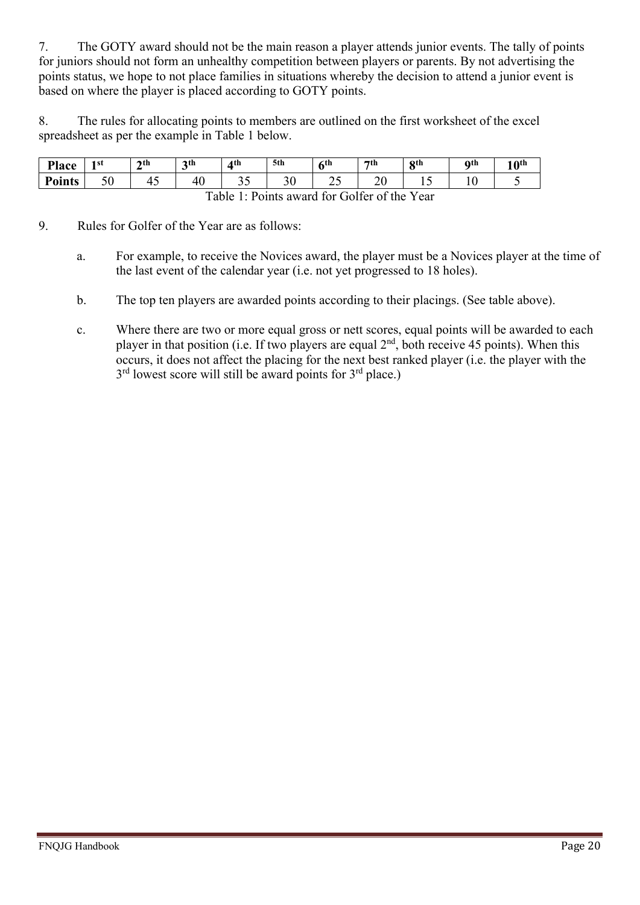7. The GOTY award should not be the main reason a player attends junior events. The tally of points for juniors should not form an unhealthy competition between players or parents. By not advertising the points status, we hope to not place families in situations whereby the decision to attend a junior event is based on where the player is placed according to GOTY points.

8. The rules for allocating points to members are outlined on the first worksheet of the excel spreadsheet as per the example in Table 1 below.

| **Place** | **1st** | **2th** | **3th** | **4th** | **5th** | **6th** | **7th** | **8th** | **9th** | **10th** |
|---|---|---|---|---|---|---|---|---|---|---|
| **Points** | 50 | 45 | 40 | 35 | 30 | 25 | 20 | 15 | 10 | 5 |

Table 1: Points award for Golfer of the Year

9. Rules for Golfer of the Year are as follows:

   a. For example, to receive the Novices award, the player must be a Novices player at the time of the last event of the calendar year (i.e. not yet progressed to 18 holes).

   b. The top ten players are awarded points according to their placings. (See table above).

   c. Where there are two or more equal gross or nett scores, equal points will be awarded to each player in that position (i.e. If two players are equal 2nd, both receive 45 points). When this occurs, it does not affect the placing for the next best ranked player (i.e. the player with the 3rd lowest score will still be award points for 3rd place.)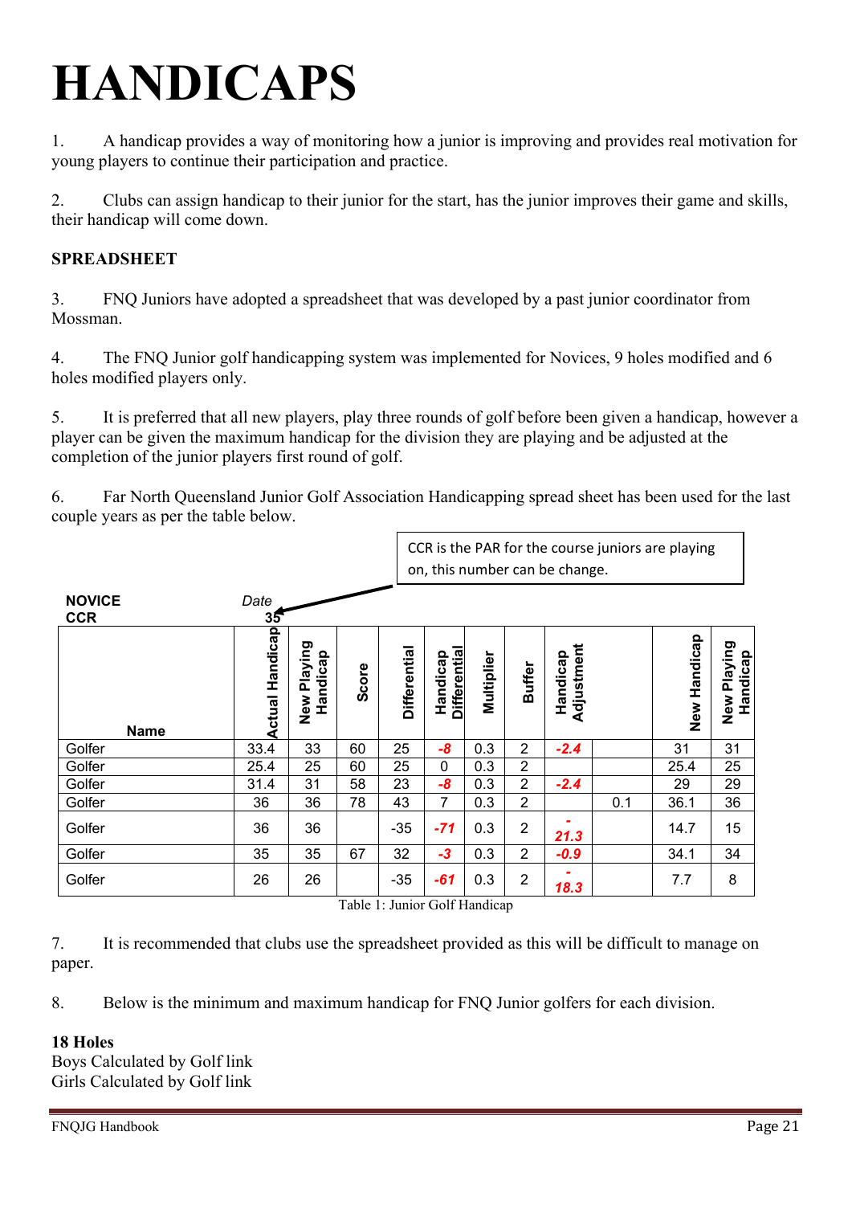# HANDICAPS

1. A handicap provides a way of monitoring how a junior is improving and provides real motivation for young players to continue their participation and practice.

2. Clubs can assign handicap to their junior for the start, has the junior improves their game and skills, their handicap will come down.

**SPREADSHEET**

3. FNQ Juniors have adopted a spreadsheet that was developed by a past junior coordinator from Mossman.

4. The FNQ Junior golf handicapping system was implemented for Novices, 9 holes modified and 6 holes modified players only.

5. It is preferred that all new players, play three rounds of golf before been given a handicap, however a player can be given the maximum handicap for the division they are playing and be adjusted at the completion of the junior players first round of golf.

6. Far North Queensland Junior Golf Association Handicapping spread sheet has been used for the last couple years as per the table below.

CCR is the PAR for the course juniors are playing on, this number can be change.

**NOVICE** *Date*
**CCR** **35**

| Name | Actual Handicap | New Playing Handicap | Score | Differential | Handicap Differential | Multiplier | Buffer | Handicap Adjustment | | New Handicap | New Playing Handicap |
|---|---|---|---|---|---|---|---|---|---|---|---|
| Golfer | 33.4 | 33 | 60 | 25 | ***-8*** | 0.3 | 2 | ***-2.4*** | | 31 | 31 |
| Golfer | 25.4 | 25 | 60 | 25 | 0 | 0.3 | 2 | | | 25.4 | 25 |
| Golfer | 31.4 | 31 | 58 | 23 | ***-8*** | 0.3 | 2 | ***-2.4*** | | 29 | 29 |
| Golfer | 36 | 36 | 78 | 43 | 7 | 0.3 | 2 | | 0.1 | 36.1 | 36 |
| Golfer | 36 | 36 | | -35 | ***-71*** | 0.3 | 2 | ***-21.3*** | | 14.7 | 15 |
| Golfer | 35 | 35 | 67 | 32 | ***-3*** | 0.3 | 2 | ***-0.9*** | | 34.1 | 34 |
| Golfer | 26 | 26 | | -35 | ***-61*** | 0.3 | 2 | ***-18.3*** | | 7.7 | 8 |

Table 1: Junior Golf Handicap

7. It is recommended that clubs use the spreadsheet provided as this will be difficult to manage on paper.

8. Below is the minimum and maximum handicap for FNQ Junior golfers for each division.

**18 Holes**
Boys Calculated by Golf link
Girls Calculated by Golf link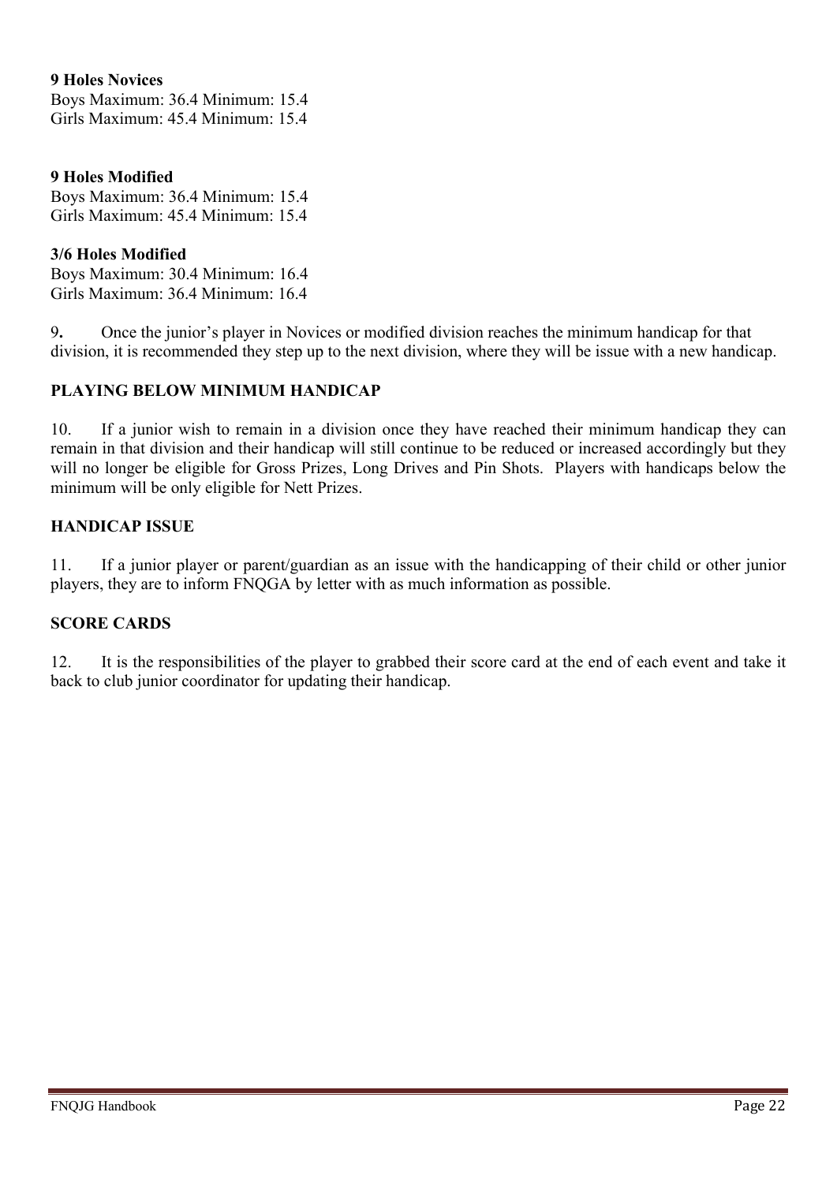**9 Holes Novices**

Boys Maximum: 36.4 Minimum: 15.4
Girls Maximum: 45.4 Minimum: 15.4

**9 Holes Modified**

Boys Maximum: 36.4 Minimum: 15.4
Girls Maximum: 45.4 Minimum: 15.4

**3/6 Holes Modified**

Boys Maximum: 30.4 Minimum: 16.4
Girls Maximum: 36.4 Minimum: 16.4

9**.** Once the junior's player in Novices or modified division reaches the minimum handicap for that division, it is recommended they step up to the next division, where they will be issue with a new handicap.

### PLAYING BELOW MINIMUM HANDICAP

10. If a junior wish to remain in a division once they have reached their minimum handicap they can remain in that division and their handicap will still continue to be reduced or increased accordingly but they will no longer be eligible for Gross Prizes, Long Drives and Pin Shots. Players with handicaps below the minimum will be only eligible for Nett Prizes.

### HANDICAP ISSUE

11. If a junior player or parent/guardian as an issue with the handicapping of their child or other junior players, they are to inform FNQGA by letter with as much information as possible.

### SCORE CARDS

12. It is the responsibilities of the player to grabbed their score card at the end of each event and take it back to club junior coordinator for updating their handicap.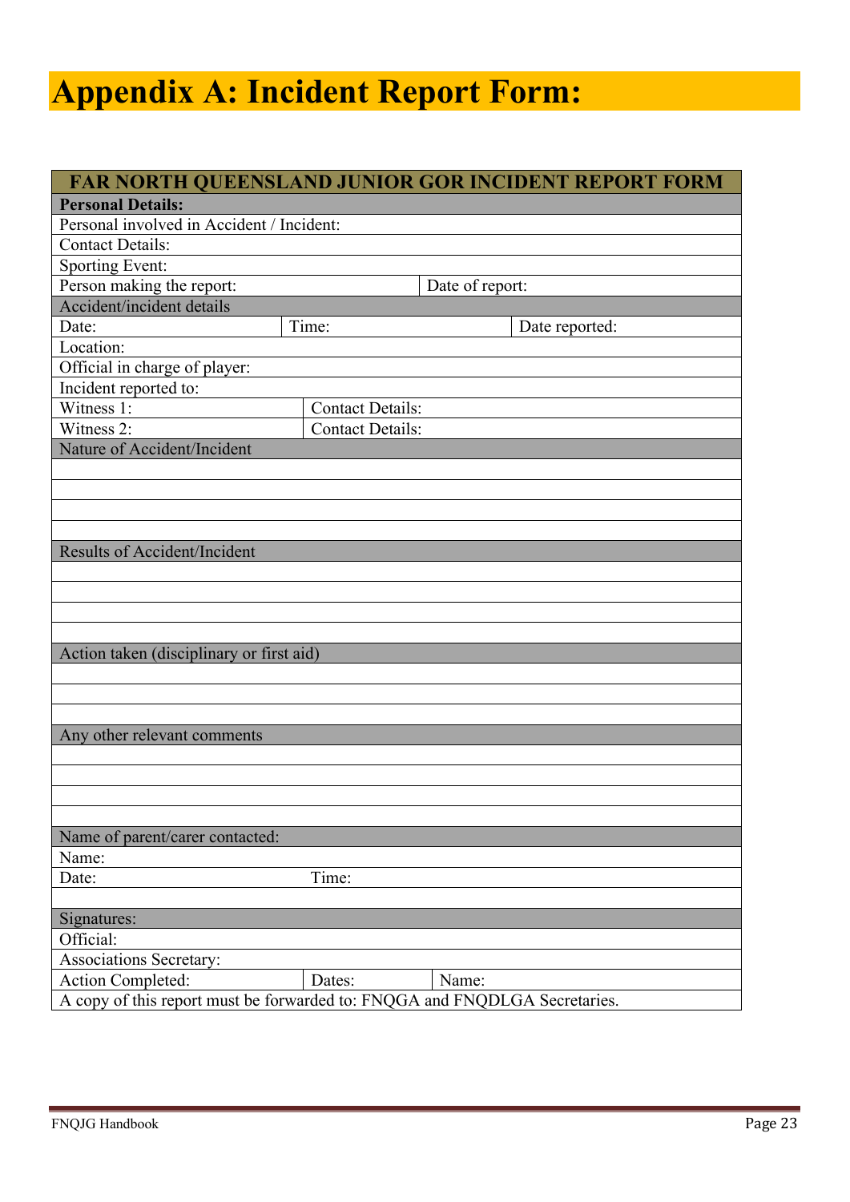# Appendix A: Incident Report Form:

| FAR NORTH QUEENSLAND JUNIOR GOR INCIDENT REPORT FORM | | | |
|---|---|---|---|
| **Personal Details:** | | | |
| Personal involved in Accident / Incident: | | | |
| Contact Details: | | | |
| Sporting Event: | | | |
| Person making the report: | | Date of report: | |
| Accident/incident details | | | |
| Date: | Time: | | Date reported: |
| Location: | | | |
| Official in charge of player: | | | |
| Incident reported to: | | | |
| Witness 1: | Contact Details: | | |
| Witness 2: | Contact Details: | | |
| Nature of Accident/Incident | | | |
| | | | |
| | | | |
| | | | |
| | | | |
| Results of Accident/Incident | | | |
| | | | |
| | | | |
| | | | |
| | | | |
| Action taken (disciplinary or first aid) | | | |
| | | | |
| | | | |
| | | | |
| Any other relevant comments | | | |
| | | | |
| | | | |
| | | | |
| | | | |
| Name of parent/carer contacted: | | | |
| Name: | | | |
| Date: | Time: | | |
| | | | |
| Signatures: | | | |
| Official: | | | |
| Associations Secretary: | | | |
| Action Completed: | Dates: | Name: | |
| A copy of this report must be forwarded to: FNQGA and FNQDLGA Secretaries. | | | |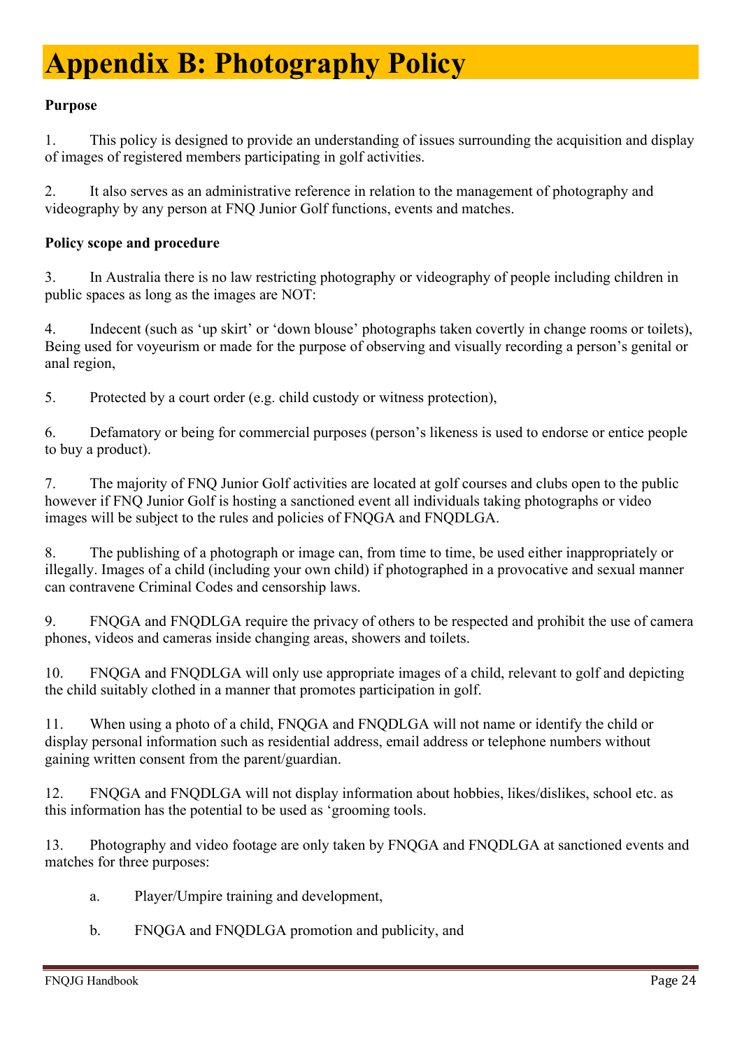# Appendix B: Photography Policy

**Purpose**

1. This policy is designed to provide an understanding of issues surrounding the acquisition and display of images of registered members participating in golf activities.

2. It also serves as an administrative reference in relation to the management of photography and videography by any person at FNQ Junior Golf functions, events and matches.

**Policy scope and procedure**

3. In Australia there is no law restricting photography or videography of people including children in public spaces as long as the images are NOT:

4. Indecent (such as 'up skirt' or 'down blouse' photographs taken covertly in change rooms or toilets), Being used for voyeurism or made for the purpose of observing and visually recording a person's genital or anal region,

5. Protected by a court order (e.g. child custody or witness protection),

6. Defamatory or being for commercial purposes (person's likeness is used to endorse or entice people to buy a product).

7. The majority of FNQ Junior Golf activities are located at golf courses and clubs open to the public however if FNQ Junior Golf is hosting a sanctioned event all individuals taking photographs or video images will be subject to the rules and policies of FNQGA and FNQDLGA.

8. The publishing of a photograph or image can, from time to time, be used either inappropriately or illegally. Images of a child (including your own child) if photographed in a provocative and sexual manner can contravene Criminal Codes and censorship laws.

9. FNQGA and FNQDLGA require the privacy of others to be respected and prohibit the use of camera phones, videos and cameras inside changing areas, showers and toilets.

10. FNQGA and FNQDLGA will only use appropriate images of a child, relevant to golf and depicting the child suitably clothed in a manner that promotes participation in golf.

11. When using a photo of a child, FNQGA and FNQDLGA will not name or identify the child or display personal information such as residential address, email address or telephone numbers without gaining written consent from the parent/guardian.

12. FNQGA and FNQDLGA will not display information about hobbies, likes/dislikes, school etc. as this information has the potential to be used as 'grooming tools.

13. Photography and video footage are only taken by FNQGA and FNQDLGA at sanctioned events and matches for three purposes:

    a. Player/Umpire training and development,

    b. FNQGA and FNQDLGA promotion and publicity, and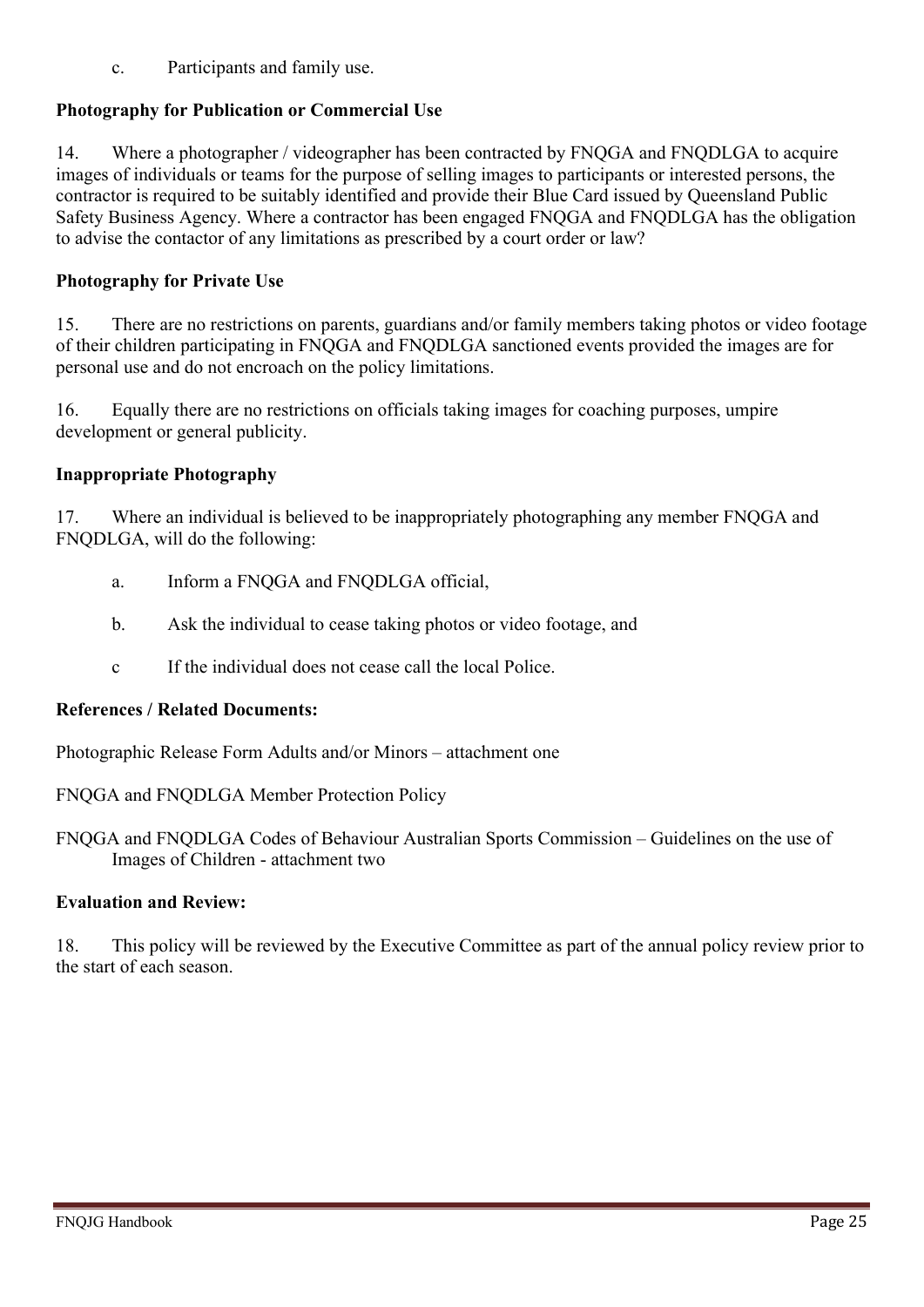c. Participants and family use.

**Photography for Publication or Commercial Use**

14. Where a photographer / videographer has been contracted by FNQGA and FNQDLGA to acquire images of individuals or teams for the purpose of selling images to participants or interested persons, the contractor is required to be suitably identified and provide their Blue Card issued by Queensland Public Safety Business Agency. Where a contractor has been engaged FNQGA and FNQDLGA has the obligation to advise the contactor of any limitations as prescribed by a court order or law?

**Photography for Private Use**

15. There are no restrictions on parents, guardians and/or family members taking photos or video footage of their children participating in FNQGA and FNQDLGA sanctioned events provided the images are for personal use and do not encroach on the policy limitations.

16. Equally there are no restrictions on officials taking images for coaching purposes, umpire development or general publicity.

**Inappropriate Photography**

17. Where an individual is believed to be inappropriately photographing any member FNQGA and FNQDLGA, will do the following:

a. Inform a FNQGA and FNQDLGA official,

b. Ask the individual to cease taking photos or video footage, and

c If the individual does not cease call the local Police.

**References / Related Documents:**

Photographic Release Form Adults and/or Minors – attachment one

FNQGA and FNQDLGA Member Protection Policy

FNQGA and FNQDLGA Codes of Behaviour Australian Sports Commission – Guidelines on the use of Images of Children - attachment two

**Evaluation and Review:**

18. This policy will be reviewed by the Executive Committee as part of the annual policy review prior to the start of each season.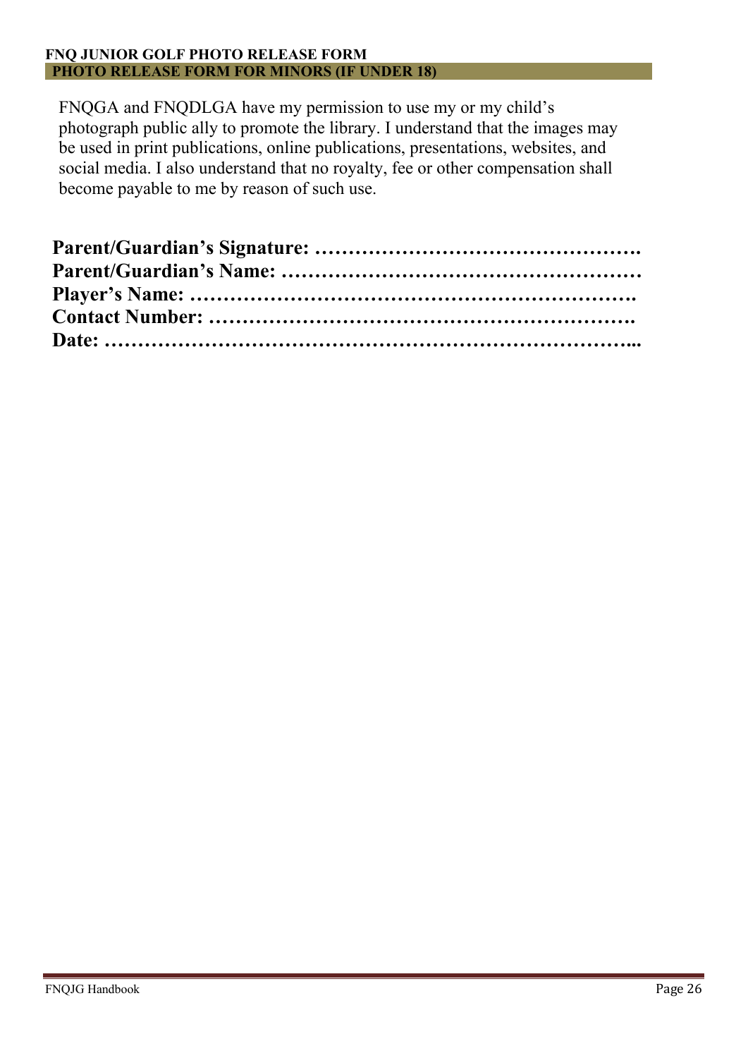**FNQ JUNIOR GOLF PHOTO RELEASE FORM**

## PHOTO RELEASE FORM FOR MINORS (IF UNDER 18)

FNQGA and FNQDLGA have my permission to use my or my child's photograph public ally to promote the library. I understand that the images may be used in print publications, online publications, presentations, websites, and social media. I also understand that no royalty, fee or other compensation shall become payable to me by reason of such use.

**Parent/Guardian's Signature: ……………………………………….**
**Parent/Guardian's Name: ……………………………………………**
**Player's Name: ………………………………………………………….**
**Contact Number: ……………………………………………………….**
**Date: ………………………………………………………………...**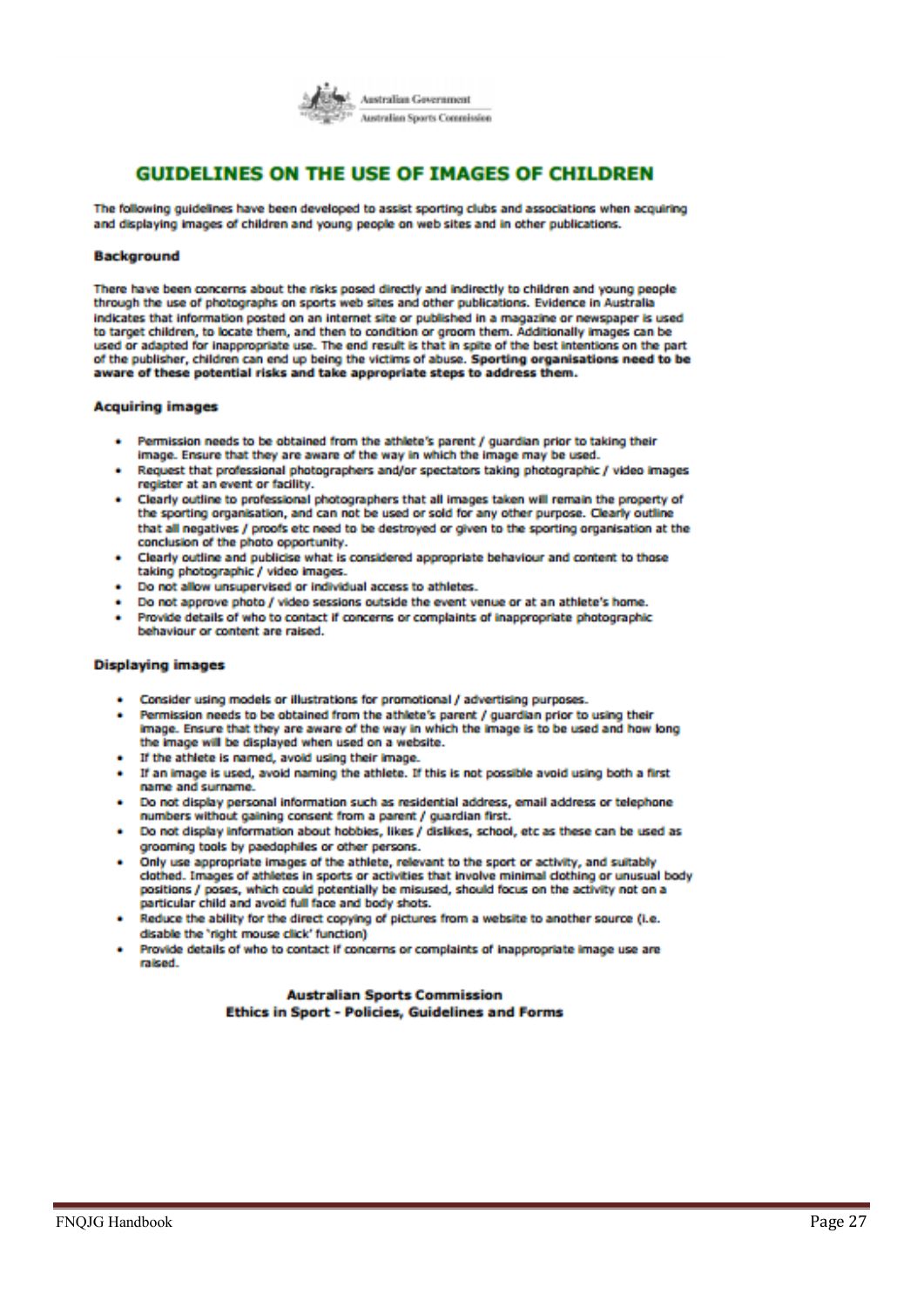Australian Government
Australian Sports Commission

# GUIDELINES ON THE USE OF IMAGES OF CHILDREN

The following guidelines have been developed to assist sporting clubs and associations when acquiring and displaying images of children and young people on web sites and in other publications.

### Background

There have been concerns about the risks posed directly and indirectly to children and young people through the use of photographs on sports web sites and other publications. Evidence in Australia indicates that information posted on an internet site or published in a magazine or newspaper is used to target children, to locate them, and then to condition or groom them. Additionally images can be used or adapted for inappropriate use. The end result is that in spite of the best intentions on the part of the publisher, children can end up being the victims of abuse. **Sporting organisations need to be aware of these potential risks and take appropriate steps to address them.**

### Acquiring images

- Permission needs to be obtained from the athlete's parent / guardian prior to taking their image. Ensure that they are aware of the way in which the image may be used.
- Request that professional photographers and/or spectators taking photographic / video images register at an event or facility.
- Clearly outline to professional photographers that all images taken will remain the property of the sporting organisation, and can not be used or sold for any other purpose. Clearly outline that all negatives / proofs etc need to be destroyed or given to the sporting organisation at the conclusion of the photo opportunity.
- Clearly outline and publicise what is considered appropriate behaviour and content to those taking photographic / video images.
- Do not allow unsupervised or individual access to athletes.
- Do not approve photo / video sessions outside the event venue or at an athlete's home.
- Provide details of who to contact if concerns or complaints of inappropriate photographic behaviour or content are raised.

### Displaying images

- Consider using models or illustrations for promotional / advertising purposes.
- Permission needs to be obtained from the athlete's parent / guardian prior to using their image. Ensure that they are aware of the way in which the image is to be used and how long the image will be displayed when used on a website.
- If the athlete is named, avoid using their image.
- If an image is used, avoid naming the athlete. If this is not possible avoid using both a first name and surname.
- Do not display personal information such as residential address, email address or telephone numbers without gaining consent from a parent / guardian first.
- Do not display information about hobbies, likes / dislikes, school, etc as these can be used as grooming tools by paedophiles or other persons.
- Only use appropriate images of the athlete, relevant to the sport or activity, and suitably clothed. Images of athletes in sports or activities that involve minimal clothing or unusual body positions / poses, which could potentially be misused, should focus on the activity not on a particular child and avoid full face and body shots.
- Reduce the ability for the direct copying of pictures from a website to another source (i.e. disable the 'right mouse click' function)
- Provide details of who to contact if concerns or complaints of inappropriate image use are raised.

**Australian Sports Commission**
**Ethics in Sport - Policies, Guidelines and Forms**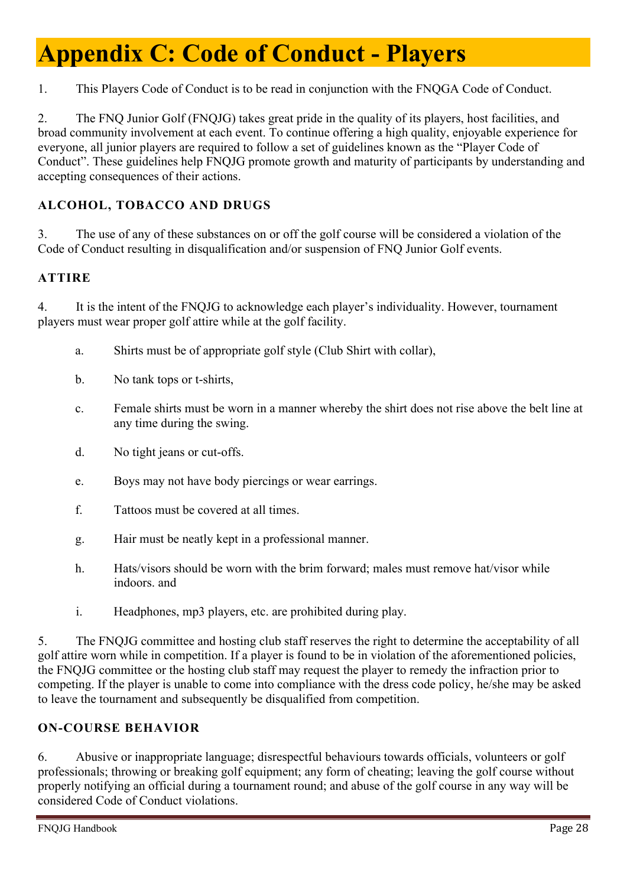# Appendix C: Code of Conduct - Players

1. This Players Code of Conduct is to be read in conjunction with the FNQGA Code of Conduct.

2. The FNQ Junior Golf (FNQJG) takes great pride in the quality of its players, host facilities, and broad community involvement at each event. To continue offering a high quality, enjoyable experience for everyone, all junior players are required to follow a set of guidelines known as the "Player Code of Conduct". These guidelines help FNQJG promote growth and maturity of participants by understanding and accepting consequences of their actions.

### ALCOHOL, TOBACCO AND DRUGS

3. The use of any of these substances on or off the golf course will be considered a violation of the Code of Conduct resulting in disqualification and/or suspension of FNQ Junior Golf events.

### ATTIRE

4. It is the intent of the FNQJG to acknowledge each player's individuality. However, tournament players must wear proper golf attire while at the golf facility.

   a. Shirts must be of appropriate golf style (Club Shirt with collar),

   b. No tank tops or t-shirts,

   c. Female shirts must be worn in a manner whereby the shirt does not rise above the belt line at any time during the swing.

   d. No tight jeans or cut-offs.

   e. Boys may not have body piercings or wear earrings.

   f. Tattoos must be covered at all times.

   g. Hair must be neatly kept in a professional manner.

   h. Hats/visors should be worn with the brim forward; males must remove hat/visor while indoors. and

   i. Headphones, mp3 players, etc. are prohibited during play.

5. The FNQJG committee and hosting club staff reserves the right to determine the acceptability of all golf attire worn while in competition. If a player is found to be in violation of the aforementioned policies, the FNQJG committee or the hosting club staff may request the player to remedy the infraction prior to competing. If the player is unable to come into compliance with the dress code policy, he/she may be asked to leave the tournament and subsequently be disqualified from competition.

### ON-COURSE BEHAVIOR

6. Abusive or inappropriate language; disrespectful behaviours towards officials, volunteers or golf professionals; throwing or breaking golf equipment; any form of cheating; leaving the golf course without properly notifying an official during a tournament round; and abuse of the golf course in any way will be considered Code of Conduct violations.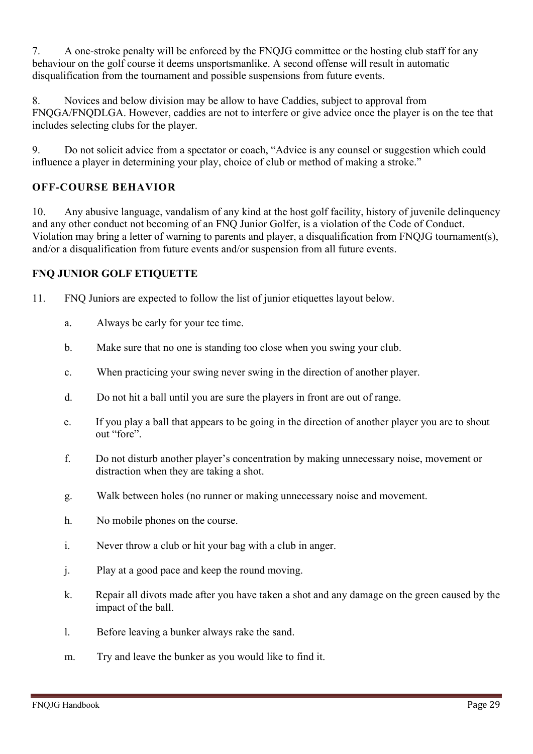7. A one-stroke penalty will be enforced by the FNQJG committee or the hosting club staff for any behaviour on the golf course it deems unsportsmanlike. A second offense will result in automatic disqualification from the tournament and possible suspensions from future events.

8. Novices and below division may be allow to have Caddies, subject to approval from FNQGA/FNQDLGA. However, caddies are not to interfere or give advice once the player is on the tee that includes selecting clubs for the player.

9. Do not solicit advice from a spectator or coach, "Advice is any counsel or suggestion which could influence a player in determining your play, choice of club or method of making a stroke."

### OFF-COURSE BEHAVIOR

10. Any abusive language, vandalism of any kind at the host golf facility, history of juvenile delinquency and any other conduct not becoming of an FNQ Junior Golfer, is a violation of the Code of Conduct. Violation may bring a letter of warning to parents and player, a disqualification from FNQJG tournament(s), and/or a disqualification from future events and/or suspension from all future events.

### FNQ JUNIOR GOLF ETIQUETTE

11. FNQ Juniors are expected to follow the list of junior etiquettes layout below.

    a. Always be early for your tee time.

    b. Make sure that no one is standing too close when you swing your club.

    c. When practicing your swing never swing in the direction of another player.

    d. Do not hit a ball until you are sure the players in front are out of range.

    e. If you play a ball that appears to be going in the direction of another player you are to shout out "fore".

    f. Do not disturb another player's concentration by making unnecessary noise, movement or distraction when they are taking a shot.

    g. Walk between holes (no runner or making unnecessary noise and movement.

    h. No mobile phones on the course.

    i. Never throw a club or hit your bag with a club in anger.

    j. Play at a good pace and keep the round moving.

    k. Repair all divots made after you have taken a shot and any damage on the green caused by the impact of the ball.

    l. Before leaving a bunker always rake the sand.

    m. Try and leave the bunker as you would like to find it.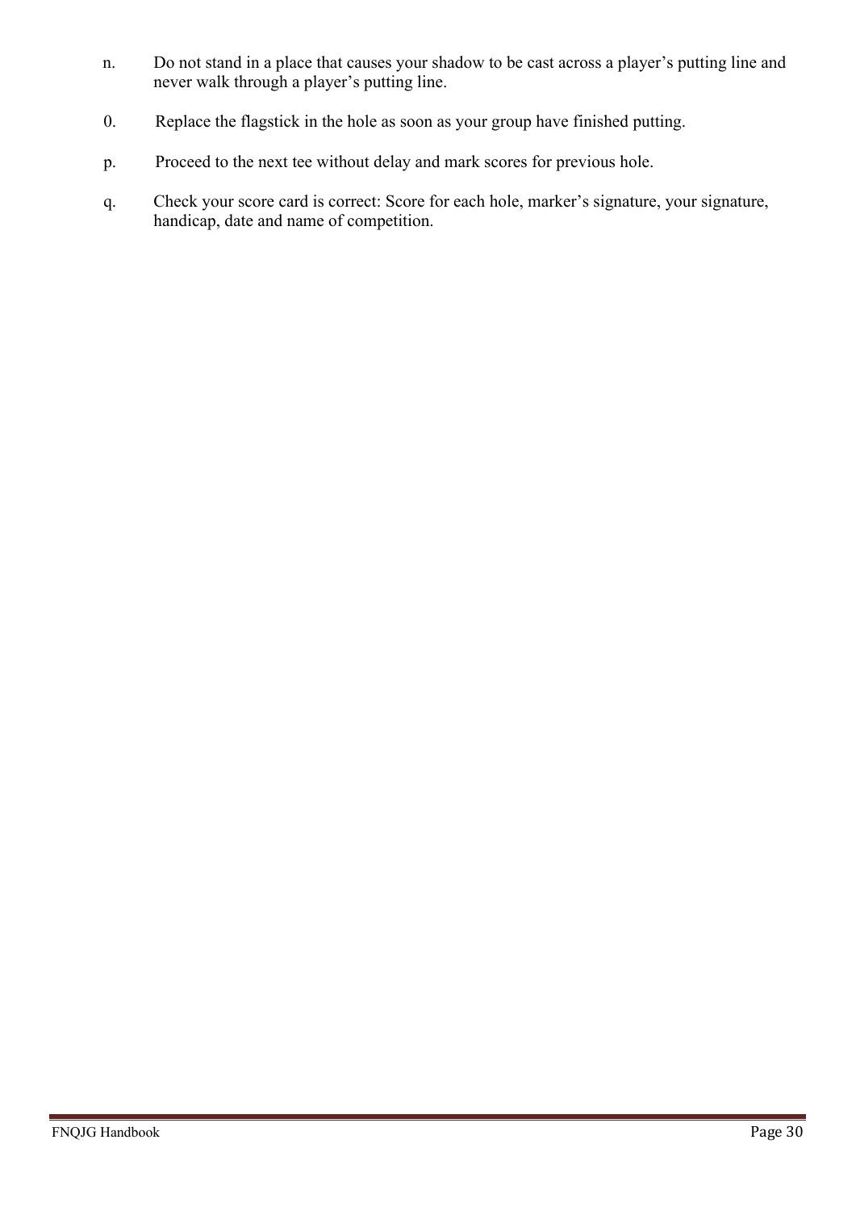n. Do not stand in a place that causes your shadow to be cast across a player’s putting line and never walk through a player’s putting line.

0. Replace the flagstick in the hole as soon as your group have finished putting.

p. Proceed to the next tee without delay and mark scores for previous hole.

q. Check your score card is correct: Score for each hole, marker’s signature, your signature, handicap, date and name of competition.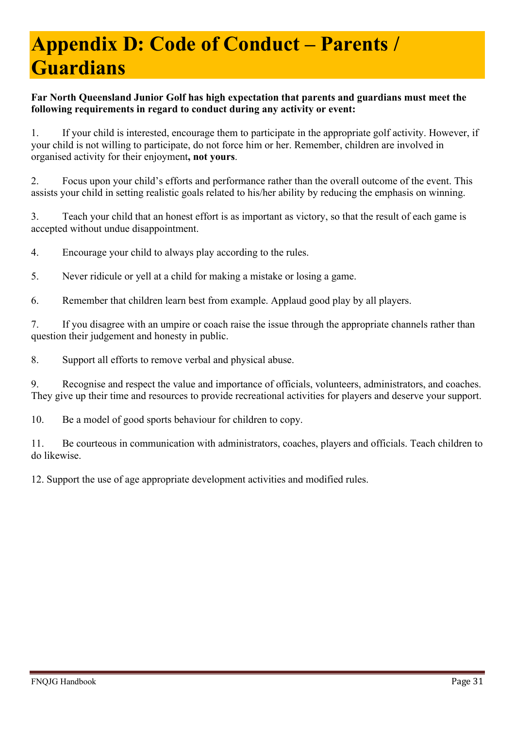# Appendix D: Code of Conduct – Parents / Guardians

**Far North Queensland Junior Golf has high expectation that parents and guardians must meet the following requirements in regard to conduct during any activity or event:**

1. If your child is interested, encourage them to participate in the appropriate golf activity. However, if your child is not willing to participate, do not force him or her. Remember, children are involved in organised activity for their enjoyment**, not yours**.

2. Focus upon your child's efforts and performance rather than the overall outcome of the event. This assists your child in setting realistic goals related to his/her ability by reducing the emphasis on winning.

3. Teach your child that an honest effort is as important as victory, so that the result of each game is accepted without undue disappointment.

4. Encourage your child to always play according to the rules.

5. Never ridicule or yell at a child for making a mistake or losing a game.

6. Remember that children learn best from example. Applaud good play by all players.

7. If you disagree with an umpire or coach raise the issue through the appropriate channels rather than question their judgement and honesty in public.

8. Support all efforts to remove verbal and physical abuse.

9. Recognise and respect the value and importance of officials, volunteers, administrators, and coaches. They give up their time and resources to provide recreational activities for players and deserve your support.

10. Be a model of good sports behaviour for children to copy.

11. Be courteous in communication with administrators, coaches, players and officials. Teach children to do likewise.

12. Support the use of age appropriate development activities and modified rules.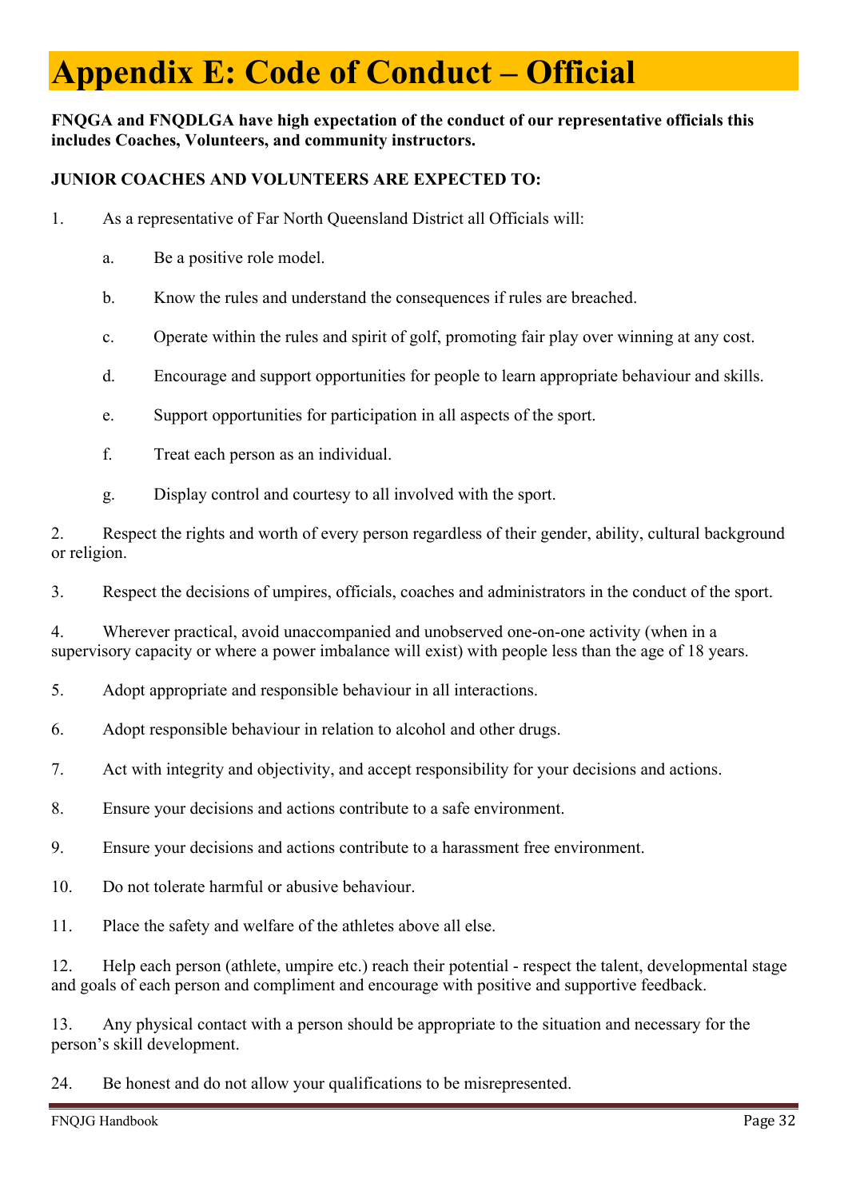# Appendix E: Code of Conduct – Official

**FNQGA and FNQDLGA have high expectation of the conduct of our representative officials this includes Coaches, Volunteers, and community instructors.**

**JUNIOR COACHES AND VOLUNTEERS ARE EXPECTED TO:**

1. As a representative of Far North Queensland District all Officials will:

   a. Be a positive role model.

   b. Know the rules and understand the consequences if rules are breached.

   c. Operate within the rules and spirit of golf, promoting fair play over winning at any cost.

   d. Encourage and support opportunities for people to learn appropriate behaviour and skills.

   e. Support opportunities for participation in all aspects of the sport.

   f. Treat each person as an individual.

   g. Display control and courtesy to all involved with the sport.

2. Respect the rights and worth of every person regardless of their gender, ability, cultural background or religion.

3. Respect the decisions of umpires, officials, coaches and administrators in the conduct of the sport.

4. Wherever practical, avoid unaccompanied and unobserved one-on-one activity (when in a supervisory capacity or where a power imbalance will exist) with people less than the age of 18 years.

5. Adopt appropriate and responsible behaviour in all interactions.

6. Adopt responsible behaviour in relation to alcohol and other drugs.

7. Act with integrity and objectivity, and accept responsibility for your decisions and actions.

8. Ensure your decisions and actions contribute to a safe environment.

9. Ensure your decisions and actions contribute to a harassment free environment.

10. Do not tolerate harmful or abusive behaviour.

11. Place the safety and welfare of the athletes above all else.

12. Help each person (athlete, umpire etc.) reach their potential - respect the talent, developmental stage and goals of each person and compliment and encourage with positive and supportive feedback.

13. Any physical contact with a person should be appropriate to the situation and necessary for the person's skill development.

24. Be honest and do not allow your qualifications to be misrepresented.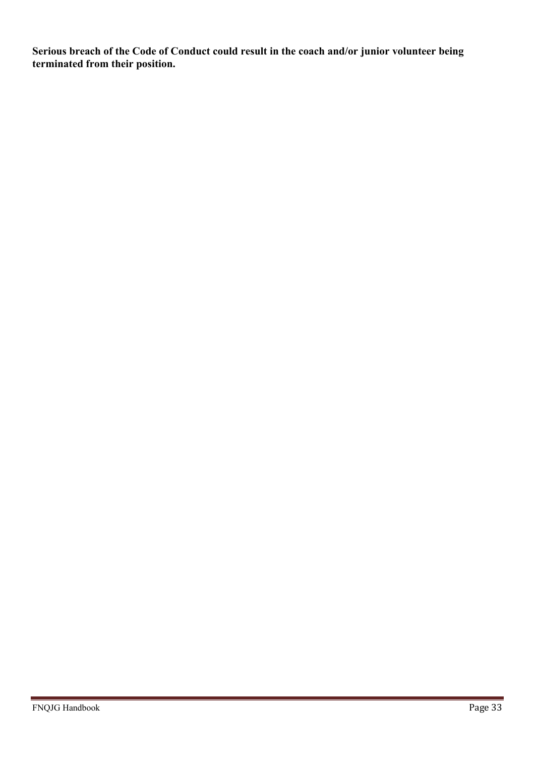**Serious breach of the Code of Conduct could result in the coach and/or junior volunteer being terminated from their position.**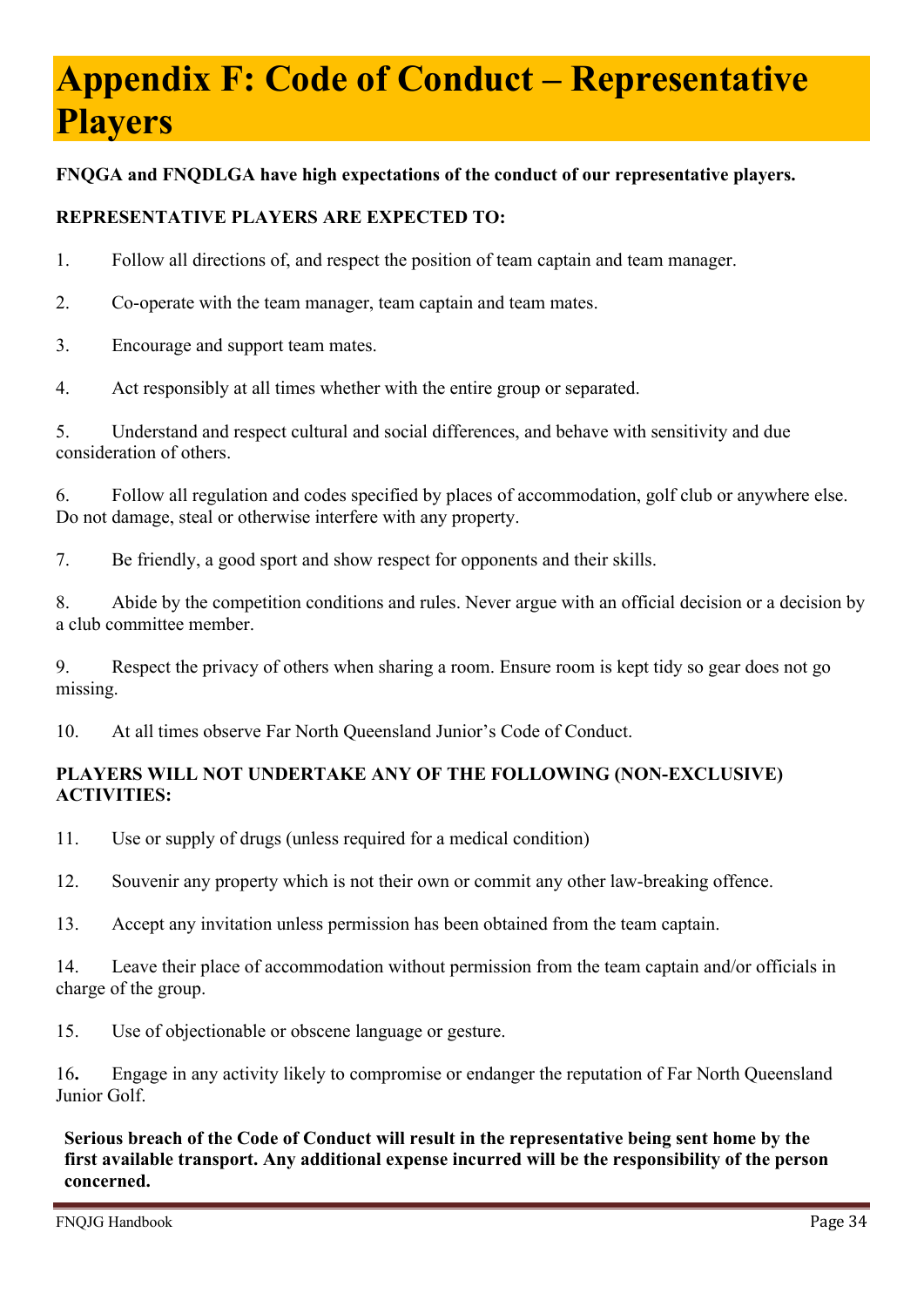# Appendix F: Code of Conduct – Representative Players

**FNQGA and FNQDLGA have high expectations of the conduct of our representative players.**

**REPRESENTATIVE PLAYERS ARE EXPECTED TO:**

1. Follow all directions of, and respect the position of team captain and team manager.

2. Co-operate with the team manager, team captain and team mates.

3. Encourage and support team mates.

4. Act responsibly at all times whether with the entire group or separated.

5. Understand and respect cultural and social differences, and behave with sensitivity and due consideration of others.

6. Follow all regulation and codes specified by places of accommodation, golf club or anywhere else. Do not damage, steal or otherwise interfere with any property.

7. Be friendly, a good sport and show respect for opponents and their skills.

8. Abide by the competition conditions and rules. Never argue with an official decision or a decision by a club committee member.

9. Respect the privacy of others when sharing a room. Ensure room is kept tidy so gear does not go missing.

10. At all times observe Far North Queensland Junior's Code of Conduct.

**PLAYERS WILL NOT UNDERTAKE ANY OF THE FOLLOWING (NON-EXCLUSIVE) ACTIVITIES:**

11. Use or supply of drugs (unless required for a medical condition)

12. Souvenir any property which is not their own or commit any other law-breaking offence.

13. Accept any invitation unless permission has been obtained from the team captain.

14. Leave their place of accommodation without permission from the team captain and/or officials in charge of the group.

15. Use of objectionable or obscene language or gesture.

16. Engage in any activity likely to compromise or endanger the reputation of Far North Queensland Junior Golf.

**Serious breach of the Code of Conduct will result in the representative being sent home by the first available transport. Any additional expense incurred will be the responsibility of the person concerned.**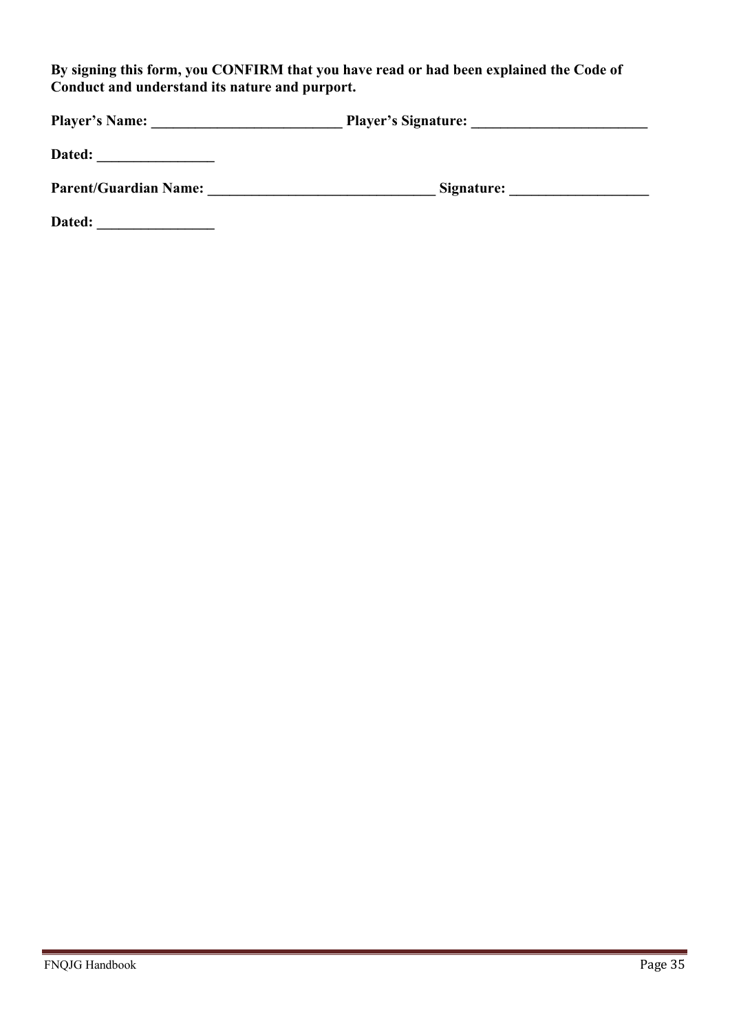**By signing this form, you CONFIRM that you have read or had been explained the Code of Conduct and understand its nature and purport.**

**Player's Name: __________________________ Player's Signature: ________________________**

**Dated: ________________**

**Parent/Guardian Name: _______________________________ Signature: ___________________**

**Dated: ________________**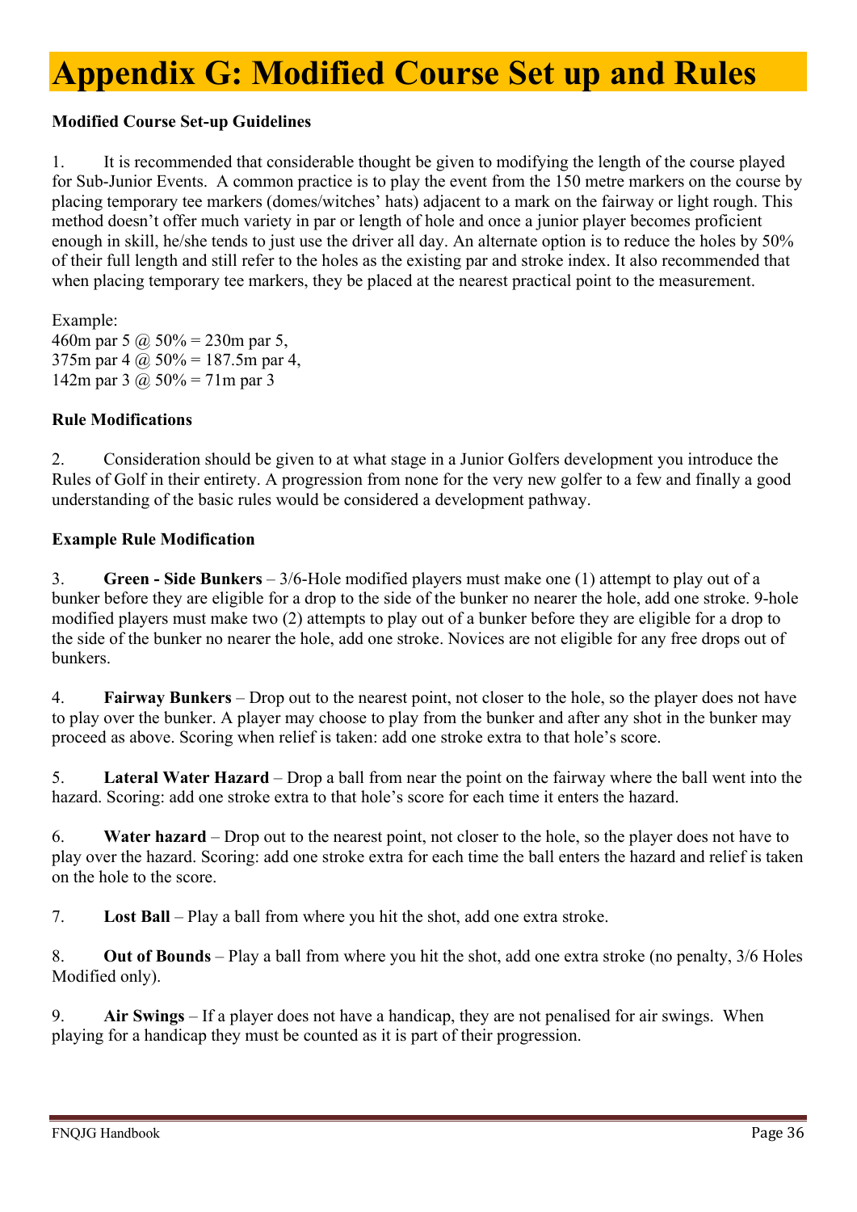# Appendix G: Modified Course Set up and Rules

**Modified Course Set-up Guidelines**

1. It is recommended that considerable thought be given to modifying the length of the course played for Sub-Junior Events. A common practice is to play the event from the 150 metre markers on the course by placing temporary tee markers (domes/witches' hats) adjacent to a mark on the fairway or light rough. This method doesn't offer much variety in par or length of hole and once a junior player becomes proficient enough in skill, he/she tends to just use the driver all day. An alternate option is to reduce the holes by 50% of their full length and still refer to the holes as the existing par and stroke index. It also recommended that when placing temporary tee markers, they be placed at the nearest practical point to the measurement.

Example:
460m par 5 @ 50% = 230m par 5,
375m par 4 @ 50% = 187.5m par 4,
142m par 3 @ 50% = 71m par 3

**Rule Modifications**

2. Consideration should be given to at what stage in a Junior Golfers development you introduce the Rules of Golf in their entirety. A progression from none for the very new golfer to a few and finally a good understanding of the basic rules would be considered a development pathway.

**Example Rule Modification**

3. **Green - Side Bunkers** – 3/6-Hole modified players must make one (1) attempt to play out of a bunker before they are eligible for a drop to the side of the bunker no nearer the hole, add one stroke. 9-hole modified players must make two (2) attempts to play out of a bunker before they are eligible for a drop to the side of the bunker no nearer the hole, add one stroke. Novices are not eligible for any free drops out of bunkers.

4. **Fairway Bunkers** – Drop out to the nearest point, not closer to the hole, so the player does not have to play over the bunker. A player may choose to play from the bunker and after any shot in the bunker may proceed as above. Scoring when relief is taken: add one stroke extra to that hole's score.

5. **Lateral Water Hazard** – Drop a ball from near the point on the fairway where the ball went into the hazard. Scoring: add one stroke extra to that hole's score for each time it enters the hazard.

6. **Water hazard** – Drop out to the nearest point, not closer to the hole, so the player does not have to play over the hazard. Scoring: add one stroke extra for each time the ball enters the hazard and relief is taken on the hole to the score.

7. **Lost Ball** – Play a ball from where you hit the shot, add one extra stroke.

8. **Out of Bounds** – Play a ball from where you hit the shot, add one extra stroke (no penalty, 3/6 Holes Modified only).

9. **Air Swings** – If a player does not have a handicap, they are not penalised for air swings. When playing for a handicap they must be counted as it is part of their progression.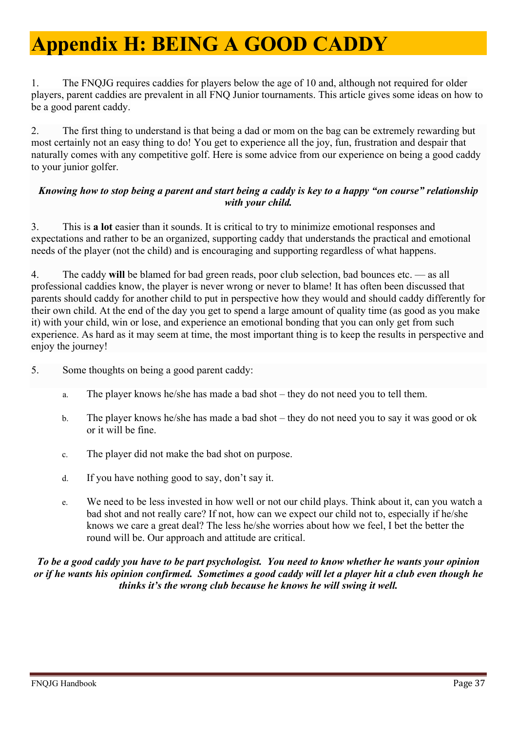# Appendix H: BEING A GOOD CADDY

1. The FNQJG requires caddies for players below the age of 10 and, although not required for older players, parent caddies are prevalent in all FNQ Junior tournaments. This article gives some ideas on how to be a good parent caddy.

2. The first thing to understand is that being a dad or mom on the bag can be extremely rewarding but most certainly not an easy thing to do! You get to experience all the joy, fun, frustration and despair that naturally comes with any competitive golf. Here is some advice from our experience on being a good caddy to your junior golfer.

***Knowing how to stop being a parent and start being a caddy is key to a happy "on course" relationship with your child.***

3. This is **a lot** easier than it sounds. It is critical to try to minimize emotional responses and expectations and rather to be an organized, supporting caddy that understands the practical and emotional needs of the player (not the child) and is encouraging and supporting regardless of what happens.

4. The caddy **will** be blamed for bad green reads, poor club selection, bad bounces etc. — as all professional caddies know, the player is never wrong or never to blame! It has often been discussed that parents should caddy for another child to put in perspective how they would and should caddy differently for their own child. At the end of the day you get to spend a large amount of quality time (as good as you make it) with your child, win or lose, and experience an emotional bonding that you can only get from such experience. As hard as it may seem at time, the most important thing is to keep the results in perspective and enjoy the journey!

5. Some thoughts on being a good parent caddy:

   a. The player knows he/she has made a bad shot – they do not need you to tell them.

   b. The player knows he/she has made a bad shot – they do not need you to say it was good or ok or it will be fine.

   c. The player did not make the bad shot on purpose.

   d. If you have nothing good to say, don't say it.

   e. We need to be less invested in how well or not our child plays. Think about it, can you watch a bad shot and not really care? If not, how can we expect our child not to, especially if he/she knows we care a great deal? The less he/she worries about how we feel, I bet the better the round will be. Our approach and attitude are critical.

***To be a good caddy you have to be part psychologist. You need to know whether he wants your opinion or if he wants his opinion confirmed. Sometimes a good caddy will let a player hit a club even though he thinks it's the wrong club because he knows he will swing it well.***